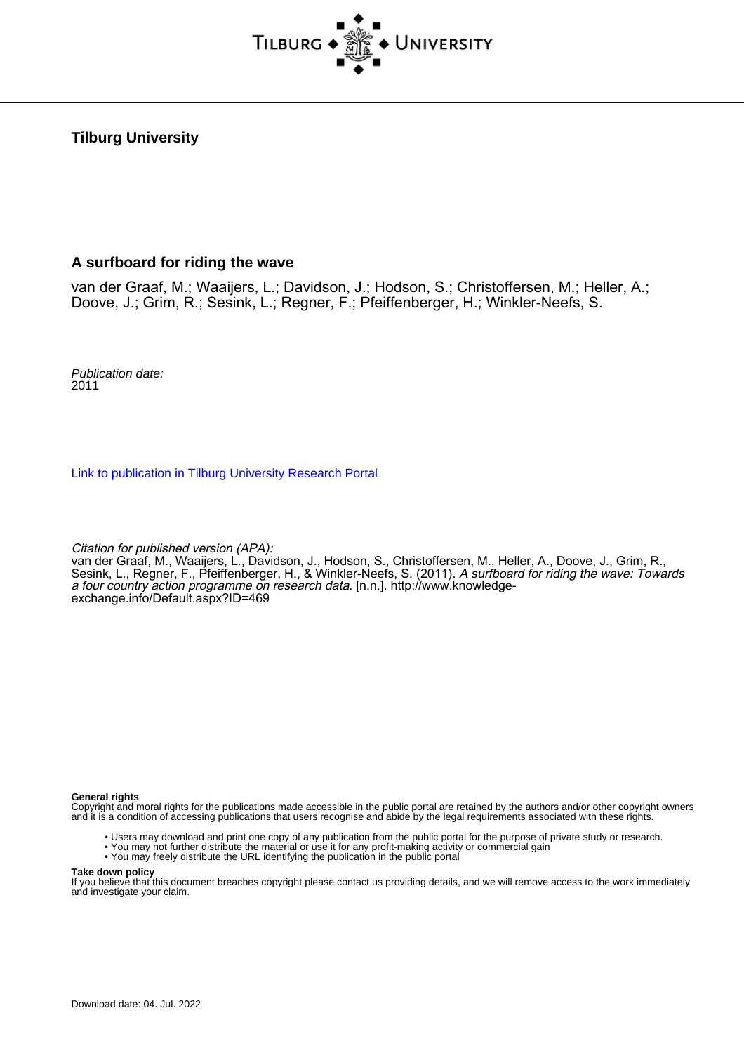**Tilburg University**

**A surfboard for riding the wave**

van der Graaf, M.; Waaijers, L.; Davidson, J.; Hodson, S.; Christoffersen, M.; Heller, A.; Doove, J.; Grim, R.; Sesink, L.; Regner, F.; Pfeiffenberger, H.; Winkler-Neefs, S.

*Publication date:*
2011

Link to publication in Tilburg University Research Portal

*Citation for published version (APA):*
van der Graaf, M., Waaijers, L., Davidson, J., Hodson, S., Christoffersen, M., Heller, A., Doove, J., Grim, R., Sesink, L., Regner, F., Pfeiffenberger, H., & Winkler-Neefs, S. (2011). *A surfboard for riding the wave: Towards a four country action programme on research data*. [n.n.]. http://www.knowledge-exchange.info/Default.aspx?ID=469

**General rights**
Copyright and moral rights for the publications made accessible in the public portal are retained by the authors and/or other copyright owners and it is a condition of accessing publications that users recognise and abide by the legal requirements associated with these rights.

- Users may download and print one copy of any publication from the public portal for the purpose of private study or research.
- You may not further distribute the material or use it for any profit-making activity or commercial gain
- You may freely distribute the URL identifying the publication in the public portal

**Take down policy**
If you believe that this document breaches copyright please contact us providing details, and we will remove access to the work immediately and investigate your claim.

Download date: 04. Jul. 2022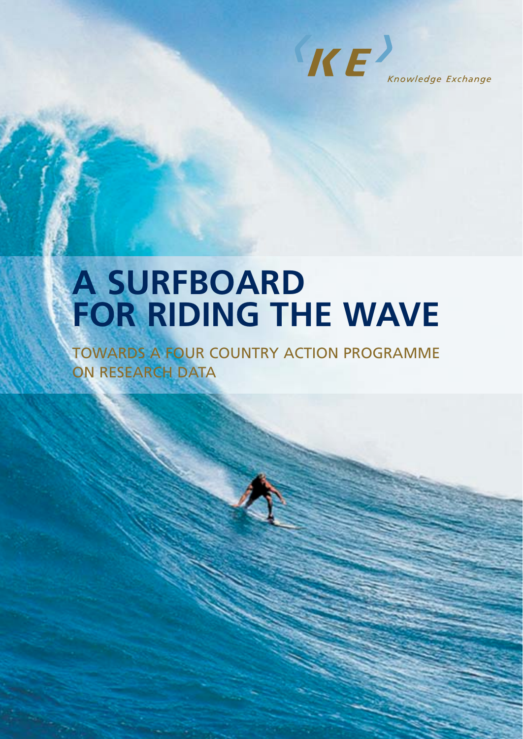Knowledge Exchange

# A SURFBOARD FOR RIDING THE WAVE

## TOWARDS A FOUR COUNTRY ACTION PROGRAMME ON RESEARCH DATA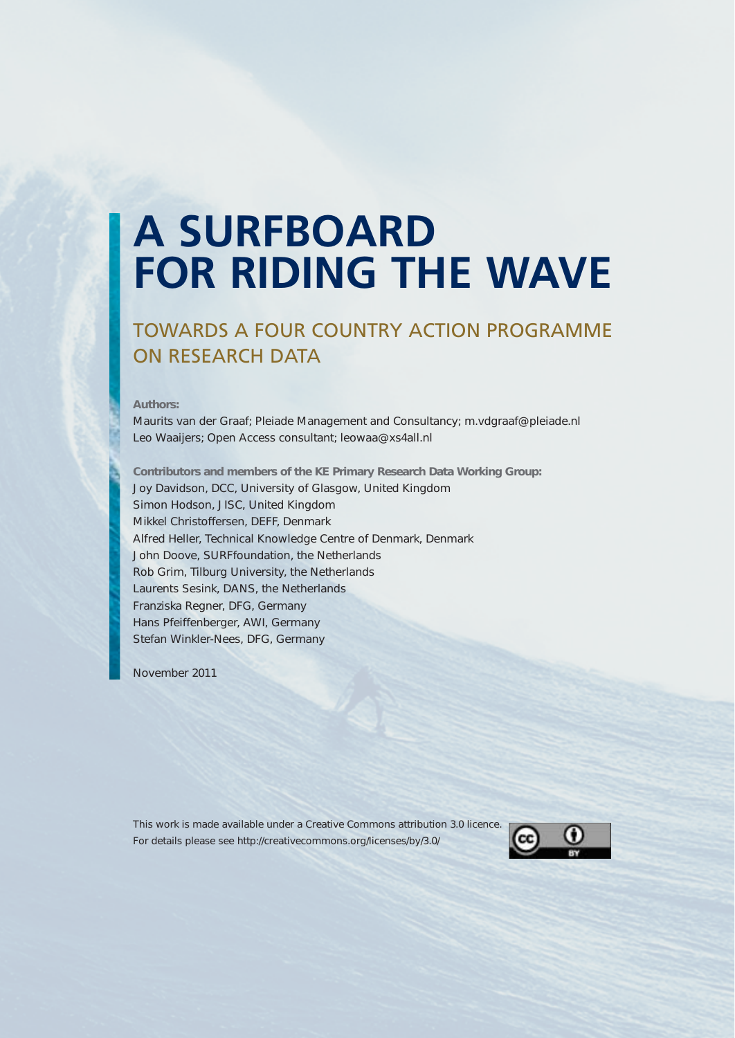# A SURFBOARD FOR RIDING THE WAVE

## TOWARDS A FOUR COUNTRY ACTION PROGRAMME ON RESEARCH DATA

**Authors:**

Maurits van der Graaf; Pleiade Management and Consultancy; m.vdgraaf@pleiade.nl
Leo Waaijers; Open Access consultant; leowaa@xs4all.nl

**Contributors and members of the KE Primary Research Data Working Group:**

Joy Davidson, DCC, University of Glasgow, United Kingdom
Simon Hodson, JISC, United Kingdom
Mikkel Christoffersen, DEFF, Denmark
Alfred Heller, Technical Knowledge Centre of Denmark, Denmark
John Doove, SURFfoundation, the Netherlands
Rob Grim, Tilburg University, the Netherlands
Laurents Sesink, DANS, the Netherlands
Franziska Regner, DFG, Germany
Hans Pfeiffenberger, AWI, Germany
Stefan Winkler-Nees, DFG, Germany

November 2011

This work is made available under a Creative Commons attribution 3.0 licence.
For details please see http://creativecommons.org/licenses/by/3.0/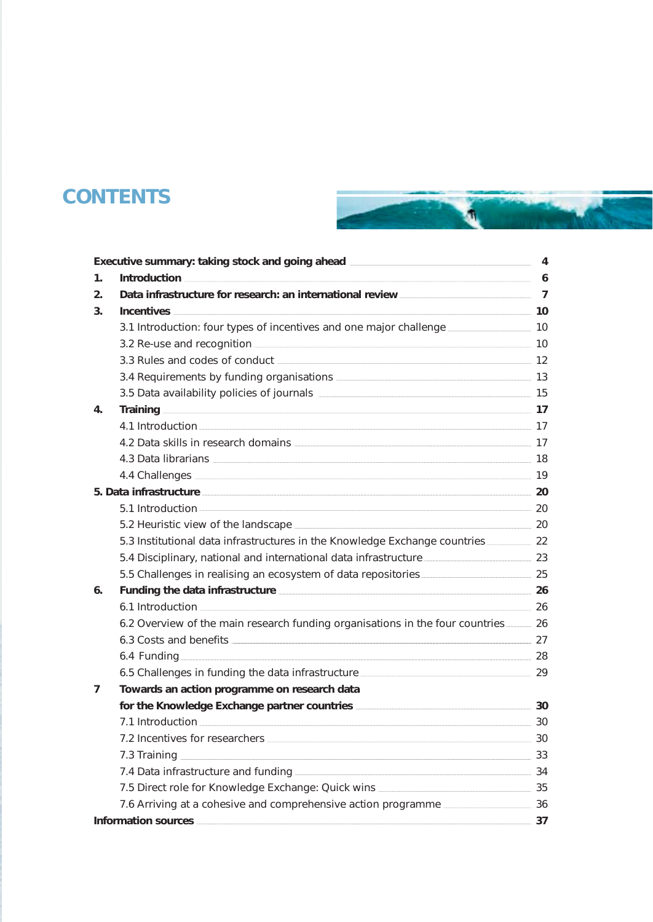# CONTENTS

| | | |
|---|---|---|
| **Executive summary: taking stock and going ahead** | | **4** |
| **1.** | **Introduction** | **6** |
| **2.** | **Data infrastructure for research: an international review** | **7** |
| **3.** | **Incentives** | **10** |
| | 3.1 Introduction: four types of incentives and one major challenge | 10 |
| | 3.2 Re-use and recognition | 10 |
| | 3.3 Rules and codes of conduct | 12 |
| | 3.4 Requirements by funding organisations | 13 |
| | 3.5 Data availability policies of journals | 15 |
| **4.** | **Training** | **17** |
| | 4.1 Introduction | 17 |
| | 4.2 Data skills in research domains | 17 |
| | 4.3 Data librarians | 18 |
| | 4.4 Challenges | 19 |
| **5. Data infrastructure** | | **20** |
| | 5.1 Introduction | 20 |
| | 5.2 Heuristic view of the landscape | 20 |
| | 5.3 Institutional data infrastructures in the Knowledge Exchange countries | 22 |
| | 5.4 Disciplinary, national and international data infrastructure | 23 |
| | 5.5 Challenges in realising an ecosystem of data repositories | 25 |
| **6.** | **Funding the data infrastructure** | **26** |
| | 6.1 Introduction | 26 |
| | 6.2 Overview of the main research funding organisations in the four countries | 26 |
| | 6.3 Costs and benefits | 27 |
| | 6.4 Funding | 28 |
| | 6.5 Challenges in funding the data infrastructure | 29 |
| **7** | **Towards an action programme on research data for the Knowledge Exchange partner countries** | **30** |
| | 7.1 Introduction | 30 |
| | 7.2 Incentives for researchers | 30 |
| | 7.3 Training | 33 |
| | 7.4 Data infrastructure and funding | 34 |
| | 7.5 Direct role for Knowledge Exchange: Quick wins | 35 |
| | 7.6 Arriving at a cohesive and comprehensive action programme | 36 |
| **Information sources** | | **37** |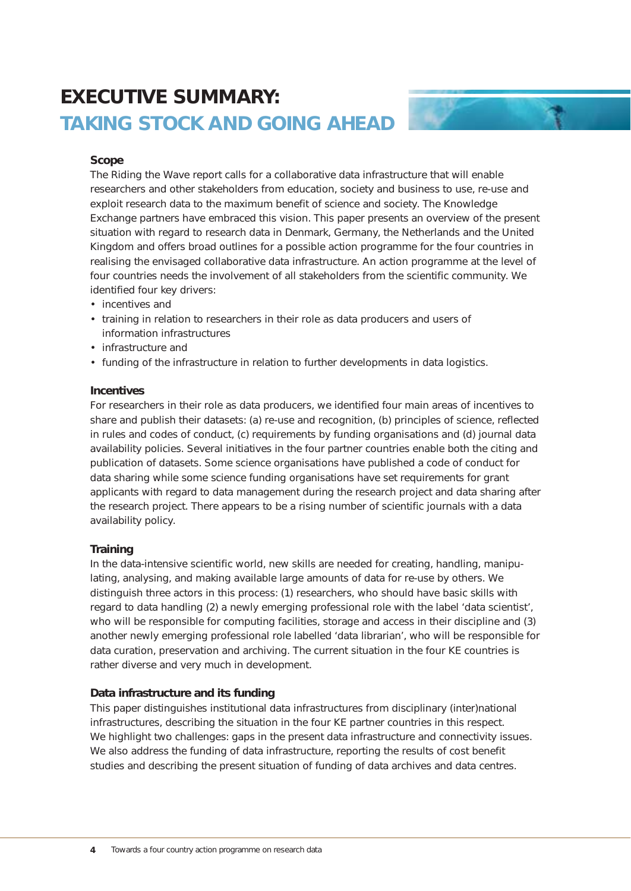# EXECUTIVE SUMMARY:

# TAKING STOCK AND GOING AHEAD

### Scope

The Riding the Wave report calls for a collaborative data infrastructure that will enable researchers and other stakeholders from education, society and business to use, re-use and exploit research data to the maximum benefit of science and society. The Knowledge Exchange partners have embraced this vision. This paper presents an overview of the present situation with regard to research data in Denmark, Germany, the Netherlands and the United Kingdom and offers broad outlines for a possible action programme for the four countries in realising the envisaged collaborative data infrastructure. An action programme at the level of four countries needs the involvement of all stakeholders from the scientific community. We identified four key drivers:

- incentives and
- training in relation to researchers in their role as data producers and users of information infrastructures
- infrastructure and
- funding of the infrastructure in relation to further developments in data logistics.

### Incentives

For researchers in their role as data producers, we identified four main areas of incentives to share and publish their datasets: (a) re-use and recognition, (b) principles of science, reflected in rules and codes of conduct, (c) requirements by funding organisations and (d) journal data availability policies. Several initiatives in the four partner countries enable both the citing and publication of datasets. Some science organisations have published a code of conduct for data sharing while some science funding organisations have set requirements for grant applicants with regard to data management during the research project and data sharing after the research project. There appears to be a rising number of scientific journals with a data availability policy.

### Training

In the data-intensive scientific world, new skills are needed for creating, handling, manipulating, analysing, and making available large amounts of data for re-use by others. We distinguish three actors in this process: (1) researchers, who should have basic skills with regard to data handling (2) a newly emerging professional role with the label 'data scientist', who will be responsible for computing facilities, storage and access in their discipline and (3) another newly emerging professional role labelled 'data librarian', who will be responsible for data curation, preservation and archiving. The current situation in the four KE countries is rather diverse and very much in development.

### Data infrastructure and its funding

This paper distinguishes institutional data infrastructures from disciplinary (inter)national infrastructures, describing the situation in the four KE partner countries in this respect. We highlight two challenges: gaps in the present data infrastructure and connectivity issues. We also address the funding of data infrastructure, reporting the results of cost benefit studies and describing the present situation of funding of data archives and data centres.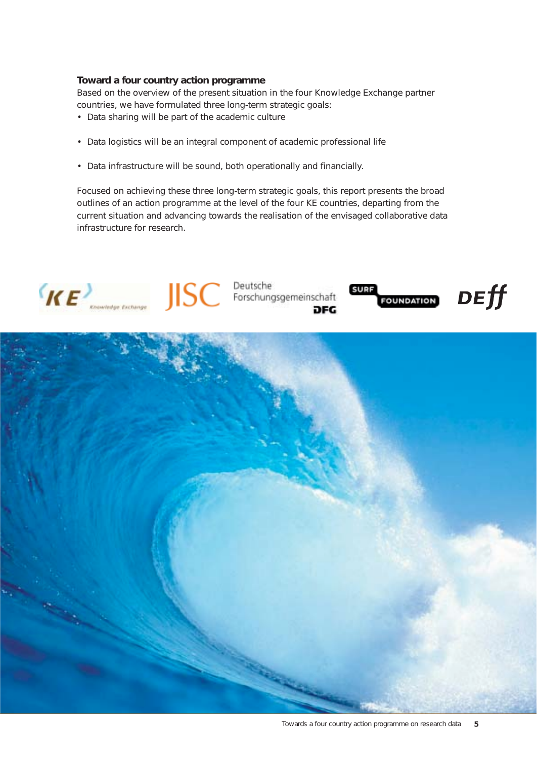**Toward a four country action programme**

Based on the overview of the present situation in the four Knowledge Exchange partner countries, we have formulated three long-term strategic goals:

- Data sharing will be part of the academic culture
- Data logistics will be an integral component of academic professional life
- Data infrastructure will be sound, both operationally and financially.

Focused on achieving these three long-term strategic goals, this report presents the broad outlines of an action programme at the level of the four KE countries, departing from the current situation and advancing towards the realisation of the envisaged collaborative data infrastructure for research.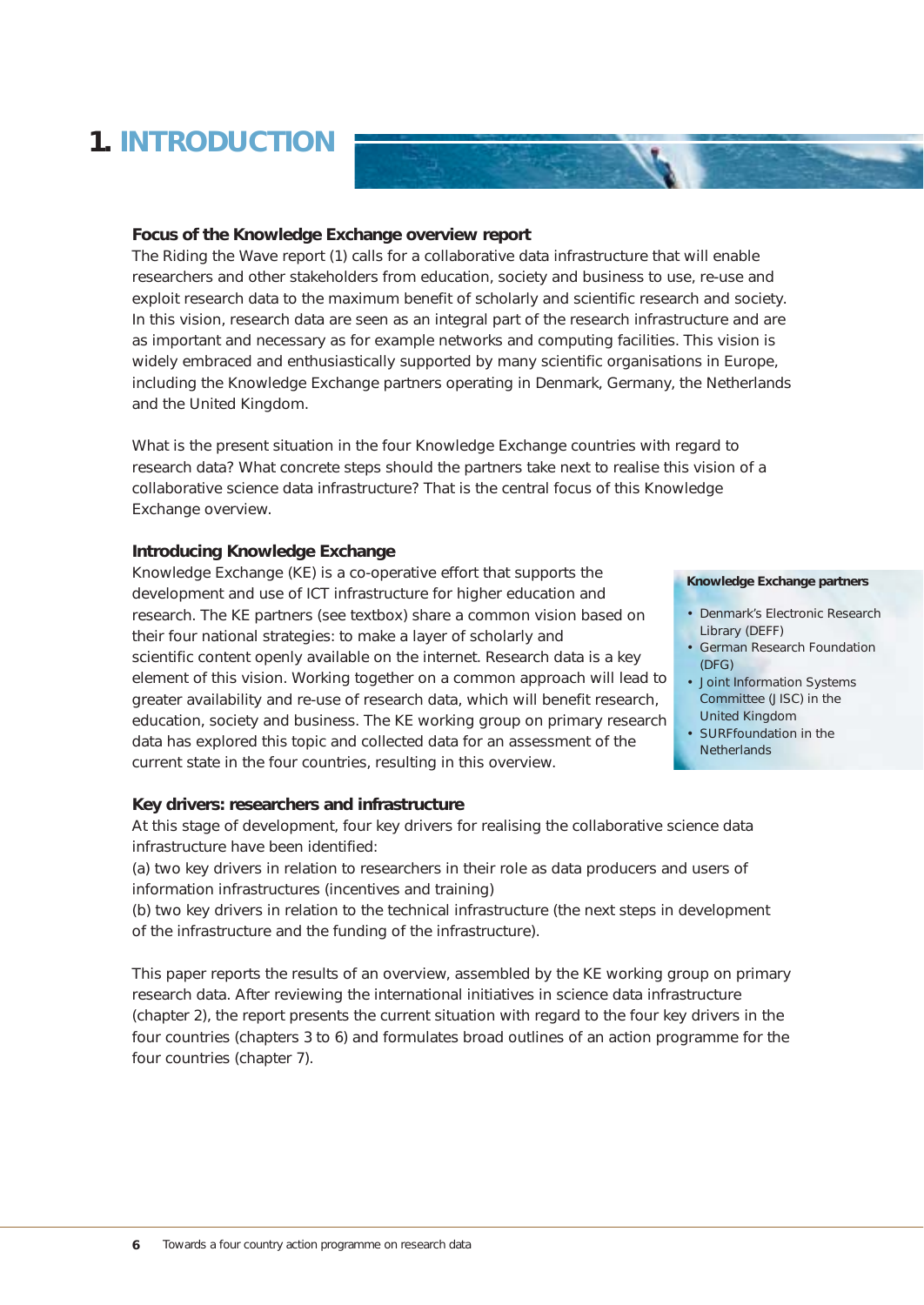# 1. INTRODUCTION

### Focus of the Knowledge Exchange overview report

The Riding the Wave report (1) calls for a collaborative data infrastructure that will enable researchers and other stakeholders from education, society and business to use, re-use and exploit research data to the maximum benefit of scholarly and scientific research and society. In this vision, research data are seen as an integral part of the research infrastructure and are as important and necessary as for example networks and computing facilities. This vision is widely embraced and enthusiastically supported by many scientific organisations in Europe, including the Knowledge Exchange partners operating in Denmark, Germany, the Netherlands and the United Kingdom.

What is the present situation in the four Knowledge Exchange countries with regard to research data? What concrete steps should the partners take next to realise this vision of a collaborative science data infrastructure? That is the central focus of this Knowledge Exchange overview.

### Introducing Knowledge Exchange

Knowledge Exchange (KE) is a co-operative effort that supports the development and use of ICT infrastructure for higher education and research. The KE partners (see textbox) share a common vision based on their four national strategies: to make a layer of scholarly and scientific content openly available on the internet. Research data is a key element of this vision. Working together on a common approach will lead to greater availability and re-use of research data, which will benefit research, education, society and business. The KE working group on primary research data has explored this topic and collected data for an assessment of the current state in the four countries, resulting in this overview.

**Knowledge Exchange partners**

- Denmark's Electronic Research Library (DEFF)
- German Research Foundation (DFG)
- Joint Information Systems Committee (JISC) in the United Kingdom
- SURFfoundation in the Netherlands

### Key drivers: researchers and infrastructure

At this stage of development, four key drivers for realising the collaborative science data infrastructure have been identified:
(a) two key drivers in relation to researchers in their role as data producers and users of information infrastructures (incentives and training)
(b) two key drivers in relation to the technical infrastructure (the next steps in development of the infrastructure and the funding of the infrastructure).

This paper reports the results of an overview, assembled by the KE working group on primary research data. After reviewing the international initiatives in science data infrastructure (chapter 2), the report presents the current situation with regard to the four key drivers in the four countries (chapters 3 to 6) and formulates broad outlines of an action programme for the four countries (chapter 7).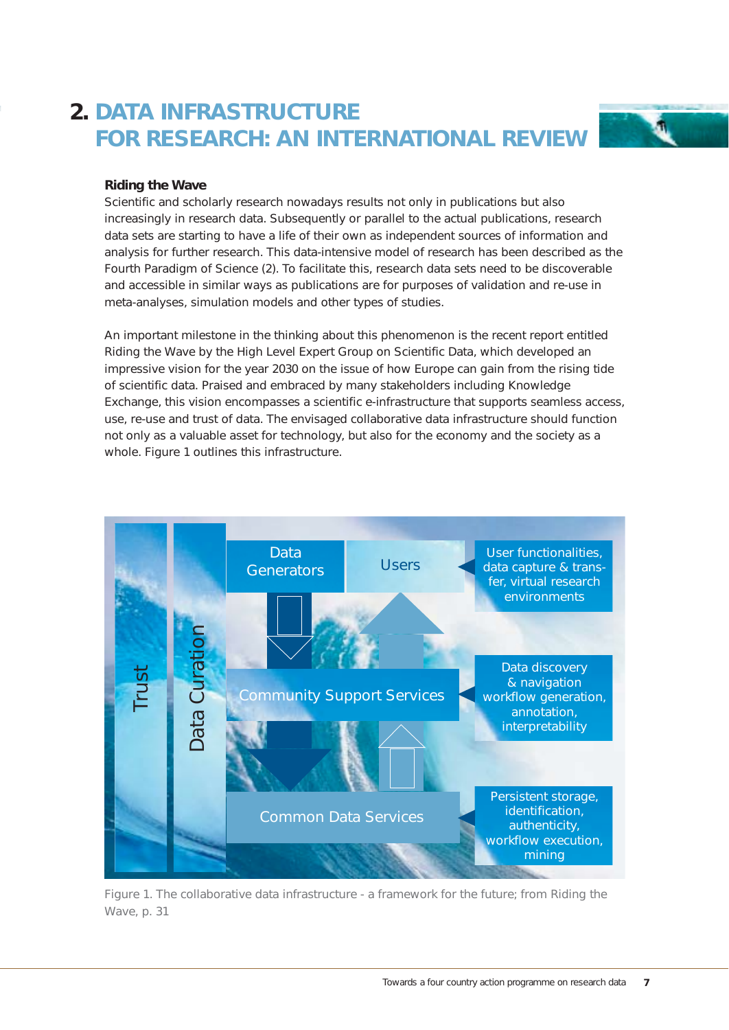# 2. DATA INFRASTRUCTURE FOR RESEARCH: AN INTERNATIONAL REVIEW

### Riding the Wave

Scientific and scholarly research nowadays results not only in publications but also increasingly in research data. Subsequently or parallel to the actual publications, research data sets are starting to have a life of their own as independent sources of information and analysis for further research. This data-intensive model of research has been described as the Fourth Paradigm of Science (2). To facilitate this, research data sets need to be discoverable and accessible in similar ways as publications are for purposes of validation and re-use in meta-analyses, simulation models and other types of studies.

An important milestone in the thinking about this phenomenon is the recent report entitled Riding the Wave by the High Level Expert Group on Scientific Data, which developed an impressive vision for the year 2030 on the issue of how Europe can gain from the rising tide of scientific data. Praised and embraced by many stakeholders including Knowledge Exchange, this vision encompasses a scientific e-infrastructure that supports seamless access, use, re-use and trust of data. The envisaged collaborative data infrastructure should function not only as a valuable asset for technology, but also for the economy and the society as a whole. Figure 1 outlines this infrastructure.

Trust

Data Curation

Data Generators

Users

User functionalities, data capture & transfer, virtual research environments

Community Support Services

Data discovery & navigation workflow generation, annotation, interpretability

Common Data Services

Persistent storage, identification, authenticity, workflow execution, mining

Figure 1. The collaborative data infrastructure - a framework for the future; from Riding the Wave, p. 31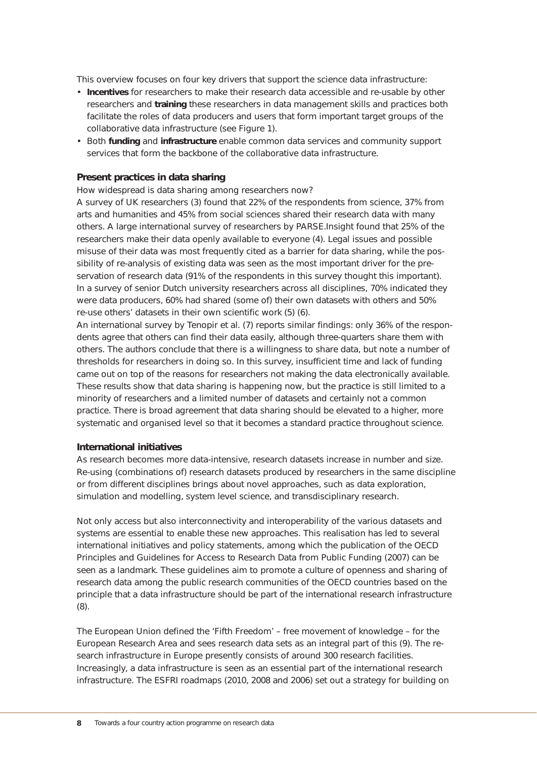This overview focuses on four key drivers that support the science data infrastructure:

- **Incentives** for researchers to make their research data accessible and re-usable by other researchers and **training** these researchers in data management skills and practices both facilitate the roles of data producers and users that form important target groups of the collaborative data infrastructure (see Figure 1).
- Both **funding** and **infrastructure** enable common data services and community support services that form the backbone of the collaborative data infrastructure.

### Present practices in data sharing

How widespread is data sharing among researchers now?

A survey of UK researchers (3) found that 22% of the respondents from science, 37% from arts and humanities and 45% from social sciences shared their research data with many others. A large international survey of researchers by PARSE.Insight found that 25% of the researchers make their data openly available to everyone (4). Legal issues and possible misuse of their data was most frequently cited as a barrier for data sharing, while the possibility of re-analysis of existing data was seen as the most important driver for the preservation of research data (91% of the respondents in this survey thought this important). In a survey of senior Dutch university researchers across all disciplines, 70% indicated they were data producers, 60% had shared (some of) their own datasets with others and 50% re-use others' datasets in their own scientific work (5) (6).

An international survey by Tenopir et al. (7) reports similar findings: only 36% of the respondents agree that others can find their data easily, although three-quarters share them with others. The authors conclude that there is a willingness to share data, but note a number of thresholds for researchers in doing so. In this survey, insufficient time and lack of funding came out on top of the reasons for researchers not making the data electronically available. These results show that data sharing is happening now, but the practice is still limited to a minority of researchers and a limited number of datasets and certainly not a common practice. There is broad agreement that data sharing should be elevated to a higher, more systematic and organised level so that it becomes a standard practice throughout science.

### International initiatives

As research becomes more data-intensive, research datasets increase in number and size. Re-using (combinations of) research datasets produced by researchers in the same discipline or from different disciplines brings about novel approaches, such as data exploration, simulation and modelling, system level science, and transdisciplinary research.

Not only access but also interconnectivity and interoperability of the various datasets and systems are essential to enable these new approaches. This realisation has led to several international initiatives and policy statements, among which the publication of the OECD Principles and Guidelines for Access to Research Data from Public Funding (2007) can be seen as a landmark. These guidelines aim to promote a culture of openness and sharing of research data among the public research communities of the OECD countries based on the principle that a data infrastructure should be part of the international research infrastructure (8).

The European Union defined the 'Fifth Freedom' – free movement of knowledge – for the European Research Area and sees research data sets as an integral part of this (9). The research infrastructure in Europe presently consists of around 300 research facilities. Increasingly, a data infrastructure is seen as an essential part of the international research infrastructure. The ESFRI roadmaps (2010, 2008 and 2006) set out a strategy for building on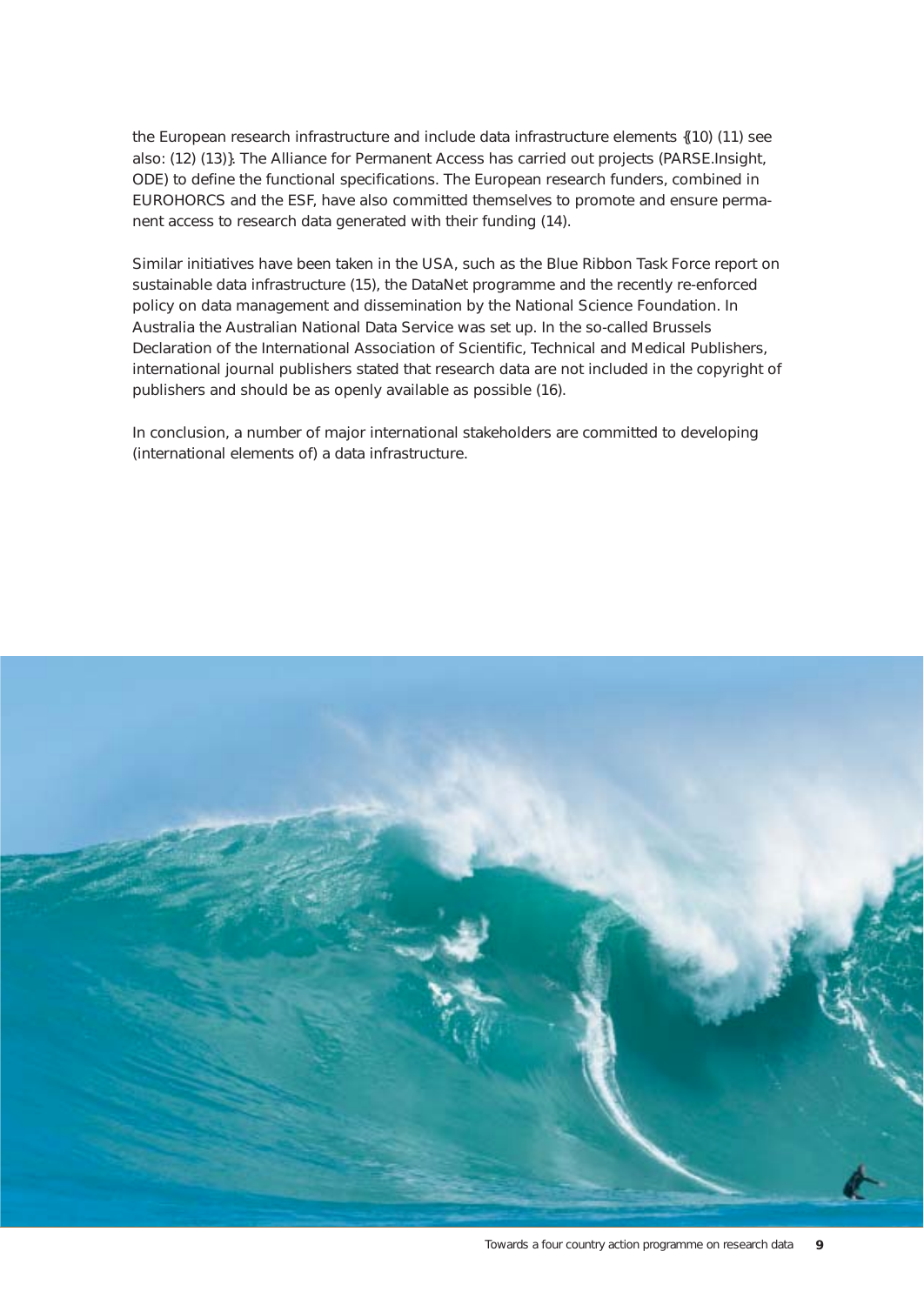the European research infrastructure and include data infrastructure elements {(10) (11) see also: (12) (13)}. The Alliance for Permanent Access has carried out projects (PARSE.Insight, ODE) to define the functional specifications. The European research funders, combined in EUROHORCS and the ESF, have also committed themselves to promote and ensure permanent access to research data generated with their funding (14).

Similar initiatives have been taken in the USA, such as the Blue Ribbon Task Force report on sustainable data infrastructure (15), the DataNet programme and the recently re-enforced policy on data management and dissemination by the National Science Foundation. In Australia the Australian National Data Service was set up. In the so-called Brussels Declaration of the International Association of Scientific, Technical and Medical Publishers, international journal publishers stated that research data are not included in the copyright of publishers and should be as openly available as possible (16).

In conclusion, a number of major international stakeholders are committed to developing (international elements of) a data infrastructure.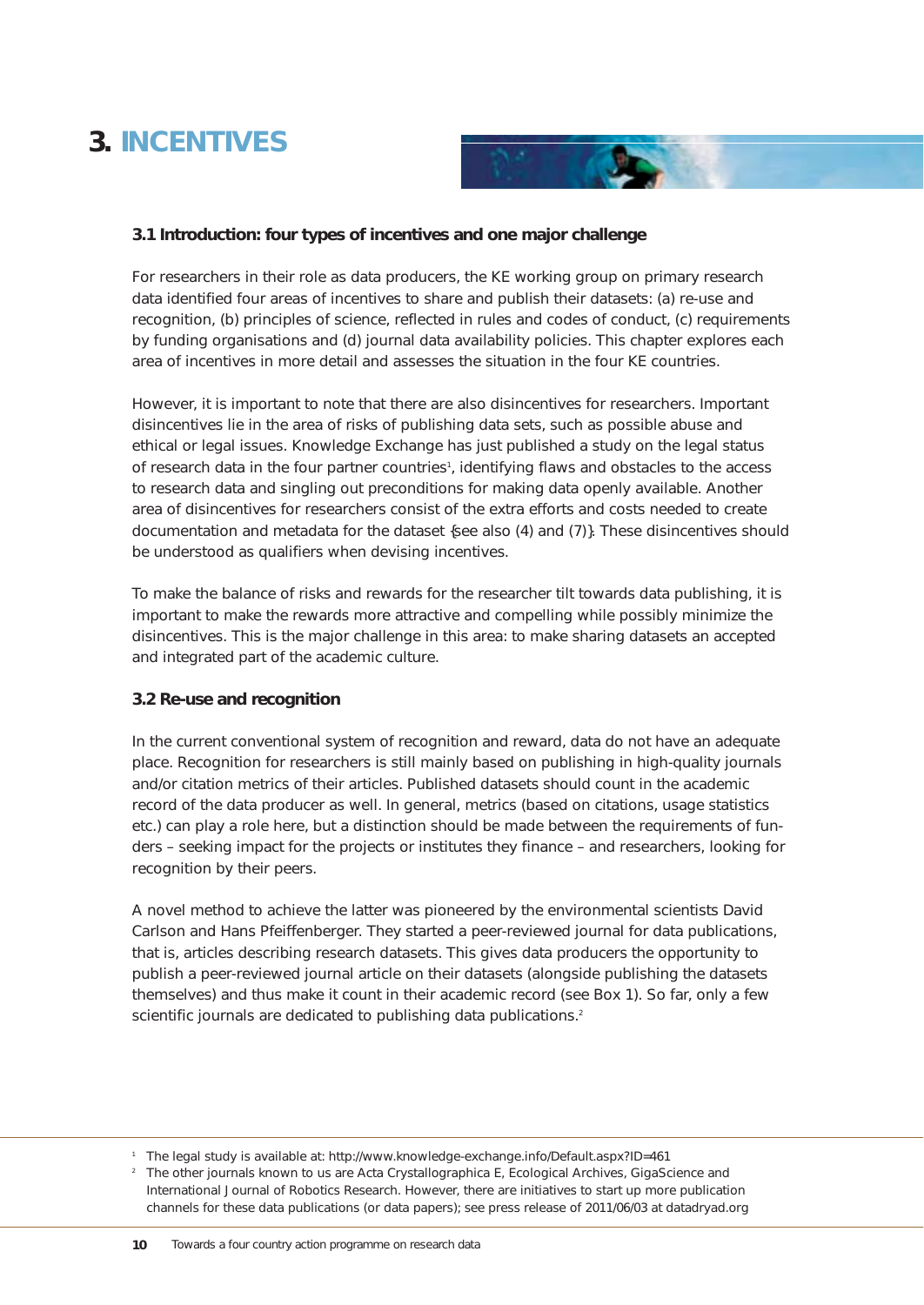# 3. INCENTIVES

### 3.1 Introduction: four types of incentives and one major challenge

For researchers in their role as data producers, the KE working group on primary research data identified four areas of incentives to share and publish their datasets: (a) re-use and recognition, (b) principles of science, reflected in rules and codes of conduct, (c) requirements by funding organisations and (d) journal data availability policies. This chapter explores each area of incentives in more detail and assesses the situation in the four KE countries.

However, it is important to note that there are also disincentives for researchers. Important disincentives lie in the area of risks of publishing data sets, such as possible abuse and ethical or legal issues. Knowledge Exchange has just published a study on the legal status of research data in the four partner countries[1], identifying flaws and obstacles to the access to research data and singling out preconditions for making data openly available. Another area of disincentives for researchers consist of the extra efforts and costs needed to create documentation and metadata for the dataset {see also (4) and (7)}. These disincentives should be understood as qualifiers when devising incentives.

To make the balance of risks and rewards for the researcher tilt towards data publishing, it is important to make the rewards more attractive and compelling while possibly minimize the disincentives. This is the major challenge in this area: to make sharing datasets an accepted and integrated part of the academic culture.

### 3.2 Re-use and recognition

In the current conventional system of recognition and reward, data do not have an adequate place. Recognition for researchers is still mainly based on publishing in high-quality journals and/or citation metrics of their articles. Published datasets should count in the academic record of the data producer as well. In general, metrics (based on citations, usage statistics etc.) can play a role here, but a distinction should be made between the requirements of funders – seeking impact for the projects or institutes they finance – and researchers, looking for recognition by their peers.

A novel method to achieve the latter was pioneered by the environmental scientists David Carlson and Hans Pfeiffenberger. They started a peer-reviewed journal for data publications, that is, articles describing research datasets. This gives data producers the opportunity to publish a peer-reviewed journal article on their datasets (alongside publishing the datasets themselves) and thus make it count in their academic record (see Box 1). So far, only a few scientific journals are dedicated to publishing data publications.[2]

---

[1] The legal study is available at: http://www.knowledge-exchange.info/Default.aspx?ID=461

[2] The other journals known to us are Acta Crystallographica E, Ecological Archives, GigaScience and International Journal of Robotics Research. However, there are initiatives to start up more publication channels for these data publications (or data papers); see press release of 2011/06/03 at datadryad.org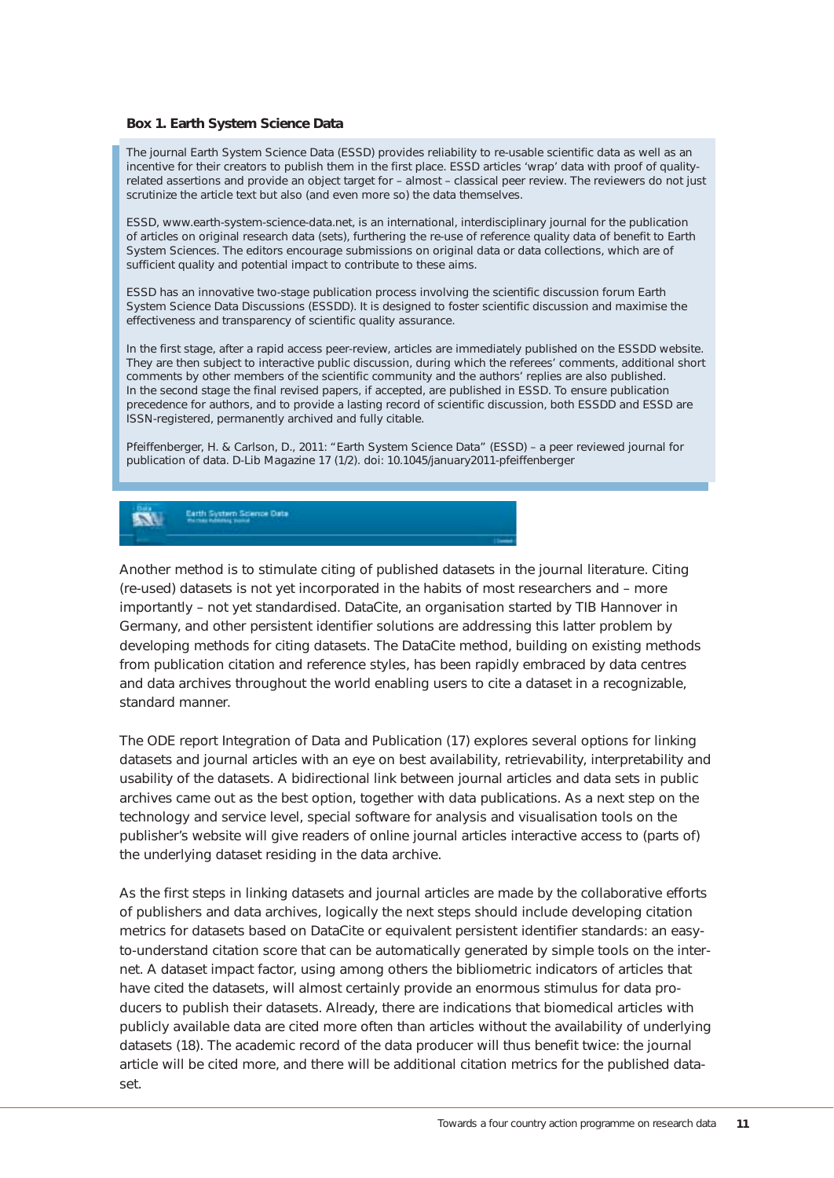**Box 1. Earth System Science Data**

The journal Earth System Science Data (ESSD) provides reliability to re-usable scientific data as well as an incentive for their creators to publish them in the first place. ESSD articles 'wrap' data with proof of quality-related assertions and provide an object target for – almost – classical peer review. The reviewers do not just scrutinize the article text but also (and even more so) the data themselves.

ESSD, www.earth-system-science-data.net, is an international, interdisciplinary journal for the publication of articles on original research data (sets), furthering the re-use of reference quality data of benefit to Earth System Sciences. The editors encourage submissions on original data or data collections, which are of sufficient quality and potential impact to contribute to these aims.

ESSD has an innovative two-stage publication process involving the scientific discussion forum Earth System Science Data Discussions (ESSDD). It is designed to foster scientific discussion and maximise the effectiveness and transparency of scientific quality assurance.

In the first stage, after a rapid access peer-review, articles are immediately published on the ESSDD website. They are then subject to interactive public discussion, during which the referees' comments, additional short comments by other members of the scientific community and the authors' replies are also published. In the second stage the final revised papers, if accepted, are published in ESSD. To ensure publication precedence for authors, and to provide a lasting record of scientific discussion, both ESSDD and ESSD are ISSN-registered, permanently archived and fully citable.

Pfeiffenberger, H. & Carlson, D., 2011: "Earth System Science Data" (ESSD) – a peer reviewed journal for publication of data. D-Lib Magazine 17 (1/2). doi: 10.1045/january2011-pfeiffenberger

Another method is to stimulate citing of published datasets in the journal literature. Citing (re-used) datasets is not yet incorporated in the habits of most researchers and – more importantly – not yet standardised. DataCite, an organisation started by TIB Hannover in Germany, and other persistent identifier solutions are addressing this latter problem by developing methods for citing datasets. The DataCite method, building on existing methods from publication citation and reference styles, has been rapidly embraced by data centres and data archives throughout the world enabling users to cite a dataset in a recognizable, standard manner.

The ODE report Integration of Data and Publication (17) explores several options for linking datasets and journal articles with an eye on best availability, retrievability, interpretability and usability of the datasets. A bidirectional link between journal articles and data sets in public archives came out as the best option, together with data publications. As a next step on the technology and service level, special software for analysis and visualisation tools on the publisher's website will give readers of online journal articles interactive access to (parts of) the underlying dataset residing in the data archive.

As the first steps in linking datasets and journal articles are made by the collaborative efforts of publishers and data archives, logically the next steps should include developing citation metrics for datasets based on DataCite or equivalent persistent identifier standards: an easy-to-understand citation score that can be automatically generated by simple tools on the internet. A dataset impact factor, using among others the bibliometric indicators of articles that have cited the datasets, will almost certainly provide an enormous stimulus for data producers to publish their datasets. Already, there are indications that biomedical articles with publicly available data are cited more often than articles without the availability of underlying datasets (18). The academic record of the data producer will thus benefit twice: the journal article will be cited more, and there will be additional citation metrics for the published dataset.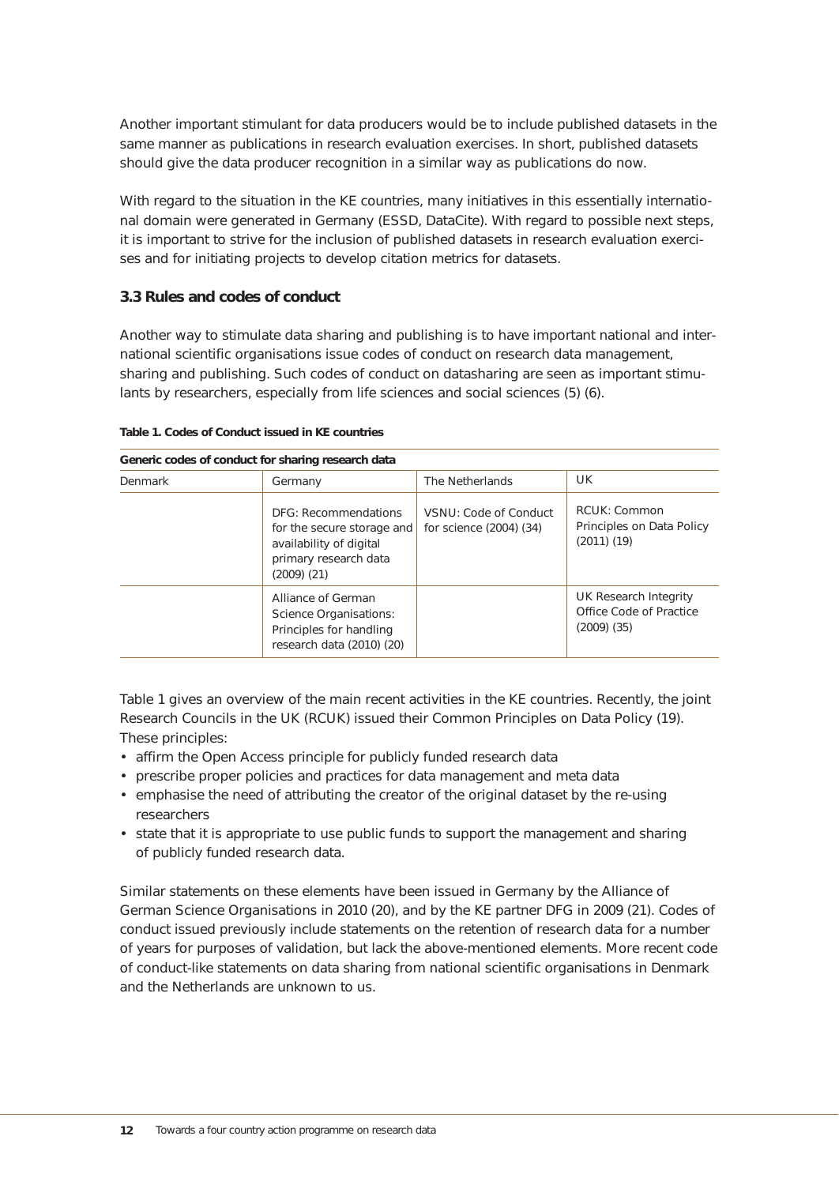Another important stimulant for data producers would be to include published datasets in the same manner as publications in research evaluation exercises. In short, published datasets should give the data producer recognition in a similar way as publications do now.

With regard to the situation in the KE countries, many initiatives in this essentially international domain were generated in Germany (ESSD, DataCite). With regard to possible next steps, it is important to strive for the inclusion of published datasets in research evaluation exercises and for initiating projects to develop citation metrics for datasets.

### 3.3 Rules and codes of conduct

Another way to stimulate data sharing and publishing is to have important national and international scientific organisations issue codes of conduct on research data management, sharing and publishing. Such codes of conduct on datasharing are seen as important stimulants by researchers, especially from life sciences and social sciences (5) (6).

**Table 1. Codes of Conduct issued in KE countries**

| **Generic codes of conduct for sharing research data** | | | |
|---|---|---|---|
| Denmark | Germany | The Netherlands | UK |
| | DFG: Recommendations for the secure storage and availability of digital primary research data (2009) (21) | VSNU: Code of Conduct for science (2004) (34) | RCUK: Common Principles on Data Policy (2011) (19) |
| | Alliance of German Science Organisations: Principles for handling research data (2010) (20) | | UK Research Integrity Office Code of Practice (2009) (35) |

Table 1 gives an overview of the main recent activities in the KE countries. Recently, the joint Research Councils in the UK (RCUK) issued their Common Principles on Data Policy (19). These principles:

- affirm the Open Access principle for publicly funded research data
- prescribe proper policies and practices for data management and meta data
- emphasise the need of attributing the creator of the original dataset by the re-using researchers
- state that it is appropriate to use public funds to support the management and sharing of publicly funded research data.

Similar statements on these elements have been issued in Germany by the Alliance of German Science Organisations in 2010 (20), and by the KE partner DFG in 2009 (21). Codes of conduct issued previously include statements on the retention of research data for a number of years for purposes of validation, but lack the above-mentioned elements. More recent code of conduct-like statements on data sharing from national scientific organisations in Denmark and the Netherlands are unknown to us.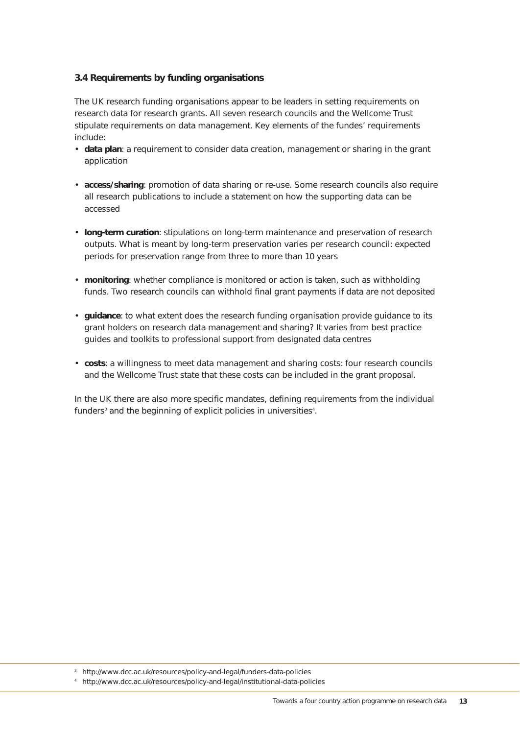### 3.4 Requirements by funding organisations

The UK research funding organisations appear to be leaders in setting requirements on research data for research grants. All seven research councils and the Wellcome Trust stipulate requirements on data management. Key elements of the fundes' requirements include:

- **data plan**: a requirement to consider data creation, management or sharing in the grant application
- **access/sharing**: promotion of data sharing or re-use. Some research councils also require all research publications to include a statement on how the supporting data can be accessed
- **long-term curation**: stipulations on long-term maintenance and preservation of research outputs. What is meant by long-term preservation varies per research council: expected periods for preservation range from three to more than 10 years
- **monitoring**: whether compliance is monitored or action is taken, such as withholding funds. Two research councils can withhold final grant payments if data are not deposited
- **guidance**: to what extent does the research funding organisation provide guidance to its grant holders on research data management and sharing? It varies from best practice guides and toolkits to professional support from designated data centres
- **costs**: a willingness to meet data management and sharing costs: four research councils and the Wellcome Trust state that these costs can be included in the grant proposal.

In the UK there are also more specific mandates, defining requirements from the individual funders[3] and the beginning of explicit policies in universities[4].

[3] http://www.dcc.ac.uk/resources/policy-and-legal/funders-data-policies

[4] http://www.dcc.ac.uk/resources/policy-and-legal/institutional-data-policies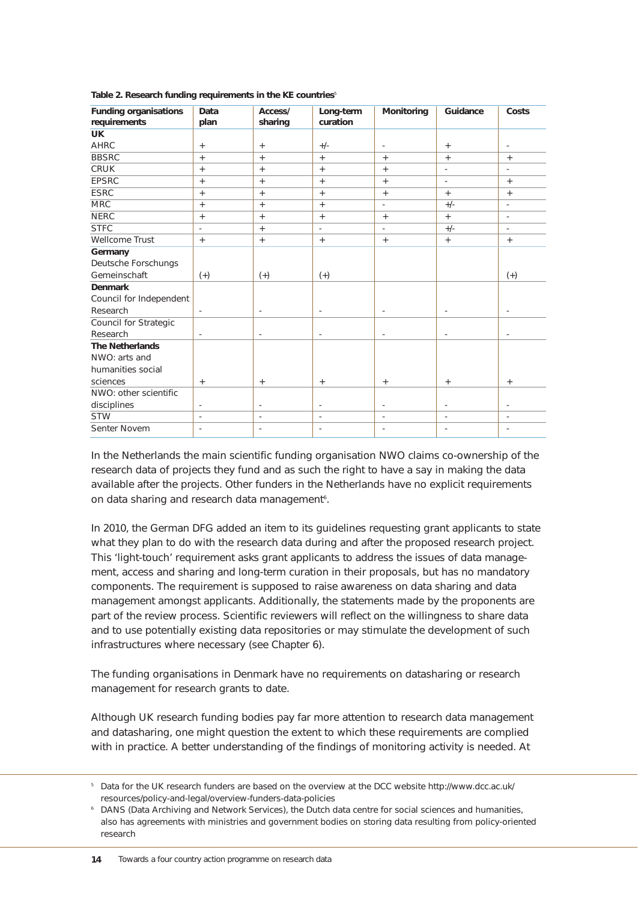**Table 2. Research funding requirements in the KE countries**[5]

| Funding organisations requirements | Data plan | Access/ sharing | Long-term curation | Monitoring | Guidance | Costs |
|---|---|---|---|---|---|---|
| **UK** | | | | | | |
| AHRC | + | + | +/- | - | + | - |
| BBSRC | + | + | + | + | + | + |
| CRUK | + | + | + | + | - | - |
| EPSRC | + | + | + | + | - | + |
| ESRC | + | + | + | + | + | + |
| MRC | + | + | + | - | +/- | - |
| NERC | + | + | + | + | + | - |
| STFC | - | + | - | - | +/- | - |
| Wellcome Trust | + | + | + | + | + | + |
| **Germany** | | | | | | |
| Deutsche Forschungs Gemeinschaft | (+) | (+) | (+) | | | (+) |
| **Denmark** | | | | | | |
| Council for Independent Research | - | - | - | - | - | - |
| Council for Strategic Research | - | - | - | - | - | - |
| **The Netherlands** | | | | | | |
| NWO: arts and humanities social sciences | + | + | + | + | + | + |
| NWO: other scientific disciplines | - | - | - | - | - | - |
| STW | - | - | - | - | - | - |
| Senter Novem | - | - | - | - | - | - |

In the Netherlands the main scientific funding organisation NWO claims co-ownership of the research data of projects they fund and as such the right to have a say in making the data available after the projects. Other funders in the Netherlands have no explicit requirements on data sharing and research data management[6].

In 2010, the German DFG added an item to its guidelines requesting grant applicants to state what they plan to do with the research data during and after the proposed research project. This 'light-touch' requirement asks grant applicants to address the issues of data management, access and sharing and long-term curation in their proposals, but has no mandatory components. The requirement is supposed to raise awareness on data sharing and data management amongst applicants. Additionally, the statements made by the proponents are part of the review process. Scientific reviewers will reflect on the willingness to share data and to use potentially existing data repositories or may stimulate the development of such infrastructures where necessary (see Chapter 6).

The funding organisations in Denmark have no requirements on datasharing or research management for research grants to date.

Although UK research funding bodies pay far more attention to research data management and datasharing, one might question the extent to which these requirements are complied with in practice. A better understanding of the findings of monitoring activity is needed. At

[5] Data for the UK research funders are based on the overview at the DCC website http://www.dcc.ac.uk/resources/policy-and-legal/overview-funders-data-policies

[6] DANS (Data Archiving and Network Services), the Dutch data centre for social sciences and humanities, also has agreements with ministries and government bodies on storing data resulting from policy-oriented research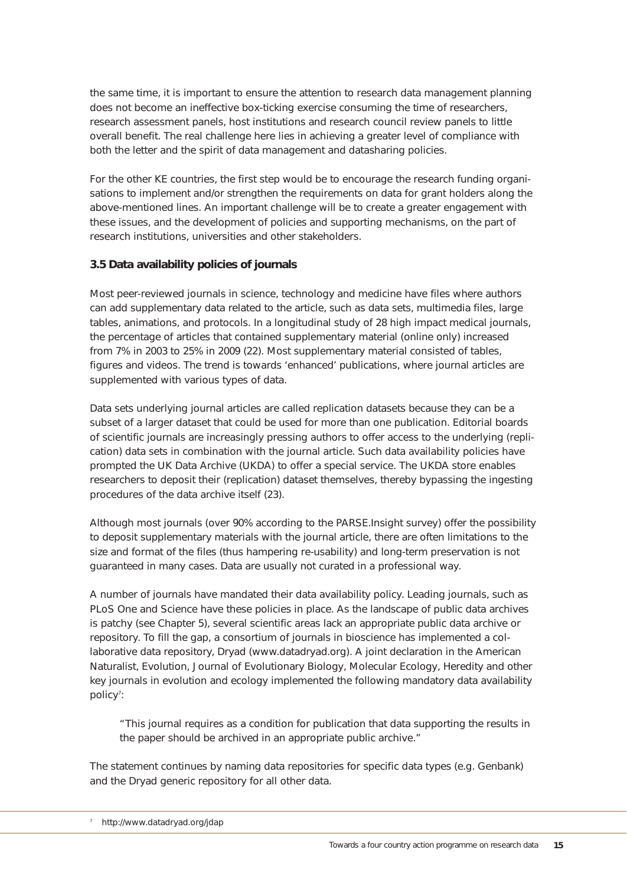the same time, it is important to ensure the attention to research data management planning does not become an ineffective box-ticking exercise consuming the time of researchers, research assessment panels, host institutions and research council review panels to little overall benefit. The real challenge here lies in achieving a greater level of compliance with both the letter and the spirit of data management and datasharing policies.

For the other KE countries, the first step would be to encourage the research funding organisations to implement and/or strengthen the requirements on data for grant holders along the above-mentioned lines. An important challenge will be to create a greater engagement with these issues, and the development of policies and supporting mechanisms, on the part of research institutions, universities and other stakeholders.

### 3.5 Data availability policies of journals

Most peer-reviewed journals in science, technology and medicine have files where authors can add supplementary data related to the article, such as data sets, multimedia files, large tables, animations, and protocols. In a longitudinal study of 28 high impact medical journals, the percentage of articles that contained supplementary material (online only) increased from 7% in 2003 to 25% in 2009 (22). Most supplementary material consisted of tables, figures and videos. The trend is towards 'enhanced' publications, where journal articles are supplemented with various types of data.

Data sets underlying journal articles are called replication datasets because they can be a subset of a larger dataset that could be used for more than one publication. Editorial boards of scientific journals are increasingly pressing authors to offer access to the underlying (replication) data sets in combination with the journal article. Such data availability policies have prompted the UK Data Archive (UKDA) to offer a special service. The UKDA store enables researchers to deposit their (replication) dataset themselves, thereby bypassing the ingesting procedures of the data archive itself (23).

Although most journals (over 90% according to the PARSE.Insight survey) offer the possibility to deposit supplementary materials with the journal article, there are often limitations to the size and format of the files (thus hampering re-usability) and long-term preservation is not guaranteed in many cases. Data are usually not curated in a professional way.

A number of journals have mandated their data availability policy. Leading journals, such as PLoS One and Science have these policies in place. As the landscape of public data archives is patchy (see Chapter 5), several scientific areas lack an appropriate public data archive or repository. To fill the gap, a consortium of journals in bioscience has implemented a collaborative data repository, Dryad (www.datadryad.org). A joint declaration in the American Naturalist, Evolution, Journal of Evolutionary Biology, Molecular Ecology, Heredity and other key journals in evolution and ecology implemented the following mandatory data availability policy[7]:

> "This journal requires as a condition for publication that data supporting the results in the paper should be archived in an appropriate public archive."

The statement continues by naming data repositories for specific data types (e.g. Genbank) and the Dryad generic repository for all other data.

[7] http://www.datadryad.org/jdap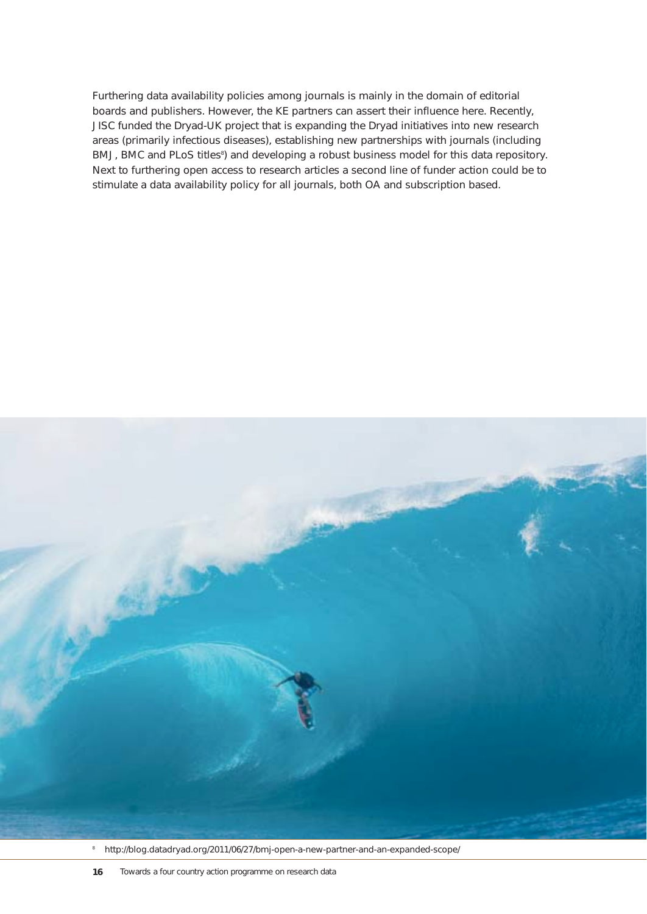Furthering data availability policies among journals is mainly in the domain of editorial boards and publishers. However, the KE partners can assert their influence here. Recently, JISC funded the Dryad-UK project that is expanding the Dryad initiatives into new research areas (primarily infectious diseases), establishing new partnerships with journals (including BMJ, BMC and PLoS titles[8]) and developing a robust business model for this data repository. Next to furthering open access to research articles a second line of funder action could be to stimulate a data availability policy for all journals, both OA and subscription based.

[8] http://blog.datadryad.org/2011/06/27/bmj-open-a-new-partner-and-an-expanded-scope/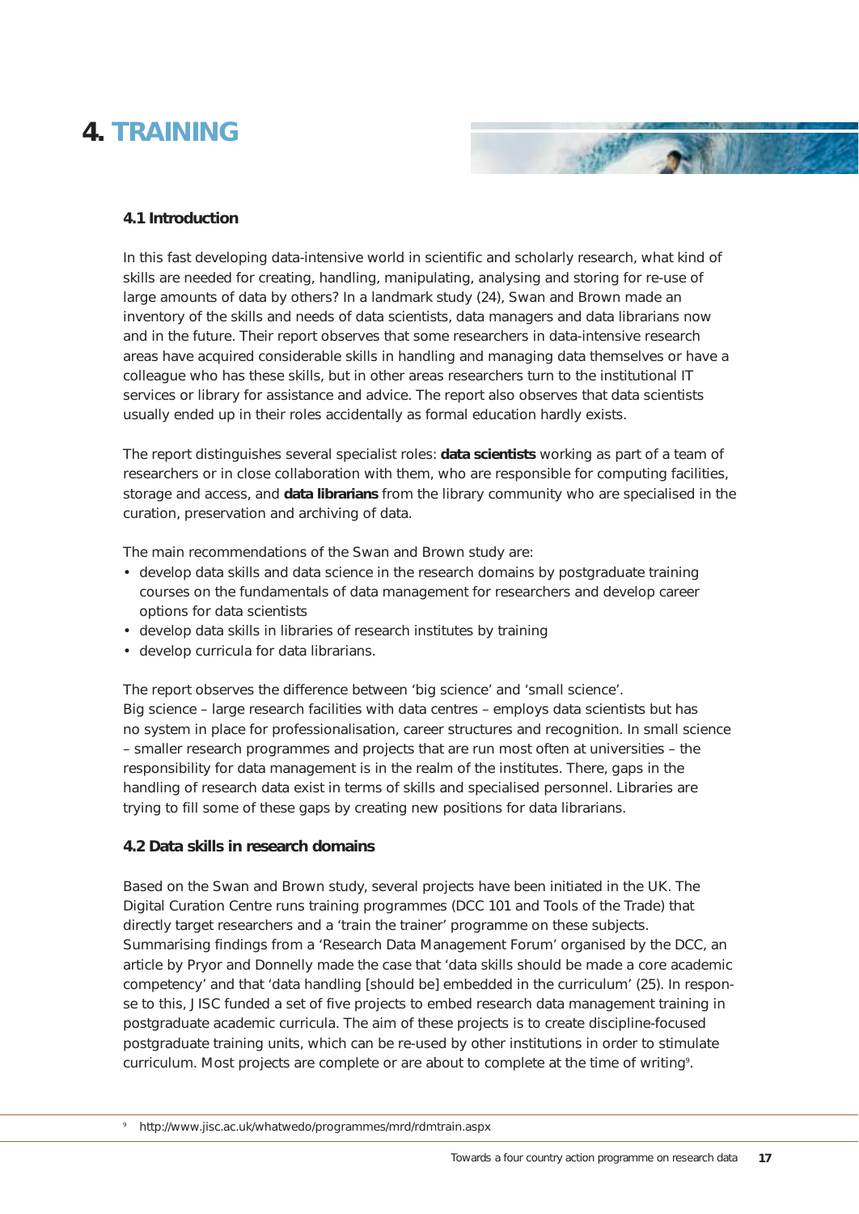# 4. TRAINING

### 4.1 Introduction

In this fast developing data-intensive world in scientific and scholarly research, what kind of skills are needed for creating, handling, manipulating, analysing and storing for re-use of large amounts of data by others? In a landmark study (24), Swan and Brown made an inventory of the skills and needs of data scientists, data managers and data librarians now and in the future. Their report observes that some researchers in data-intensive research areas have acquired considerable skills in handling and managing data themselves or have a colleague who has these skills, but in other areas researchers turn to the institutional IT services or library for assistance and advice. The report also observes that data scientists usually ended up in their roles accidentally as formal education hardly exists.

The report distinguishes several specialist roles: **data scientists** working as part of a team of researchers or in close collaboration with them, who are responsible for computing facilities, storage and access, and **data librarians** from the library community who are specialised in the curation, preservation and archiving of data.

The main recommendations of the Swan and Brown study are:

- develop data skills and data science in the research domains by postgraduate training courses on the fundamentals of data management for researchers and develop career options for data scientists
- develop data skills in libraries of research institutes by training
- develop curricula for data librarians.

The report observes the difference between 'big science' and 'small science'. Big science – large research facilities with data centres – employs data scientists but has no system in place for professionalisation, career structures and recognition. In small science – smaller research programmes and projects that are run most often at universities – the responsibility for data management is in the realm of the institutes. There, gaps in the handling of research data exist in terms of skills and specialised personnel. Libraries are trying to fill some of these gaps by creating new positions for data librarians.

### 4.2 Data skills in research domains

Based on the Swan and Brown study, several projects have been initiated in the UK. The Digital Curation Centre runs training programmes (DCC 101 and Tools of the Trade) that directly target researchers and a 'train the trainer' programme on these subjects. Summarising findings from a 'Research Data Management Forum' organised by the DCC, an article by Pryor and Donnelly made the case that 'data skills should be made a core academic competency' and that 'data handling [should be] embedded in the curriculum' (25). In response to this, JISC funded a set of five projects to embed research data management training in postgraduate academic curricula. The aim of these projects is to create discipline-focused postgraduate training units, which can be re-used by other institutions in order to stimulate curriculum. Most projects are complete or are about to complete at the time of writing[9].

[9] http://www.jisc.ac.uk/whatwedo/programmes/mrd/rdmtrain.aspx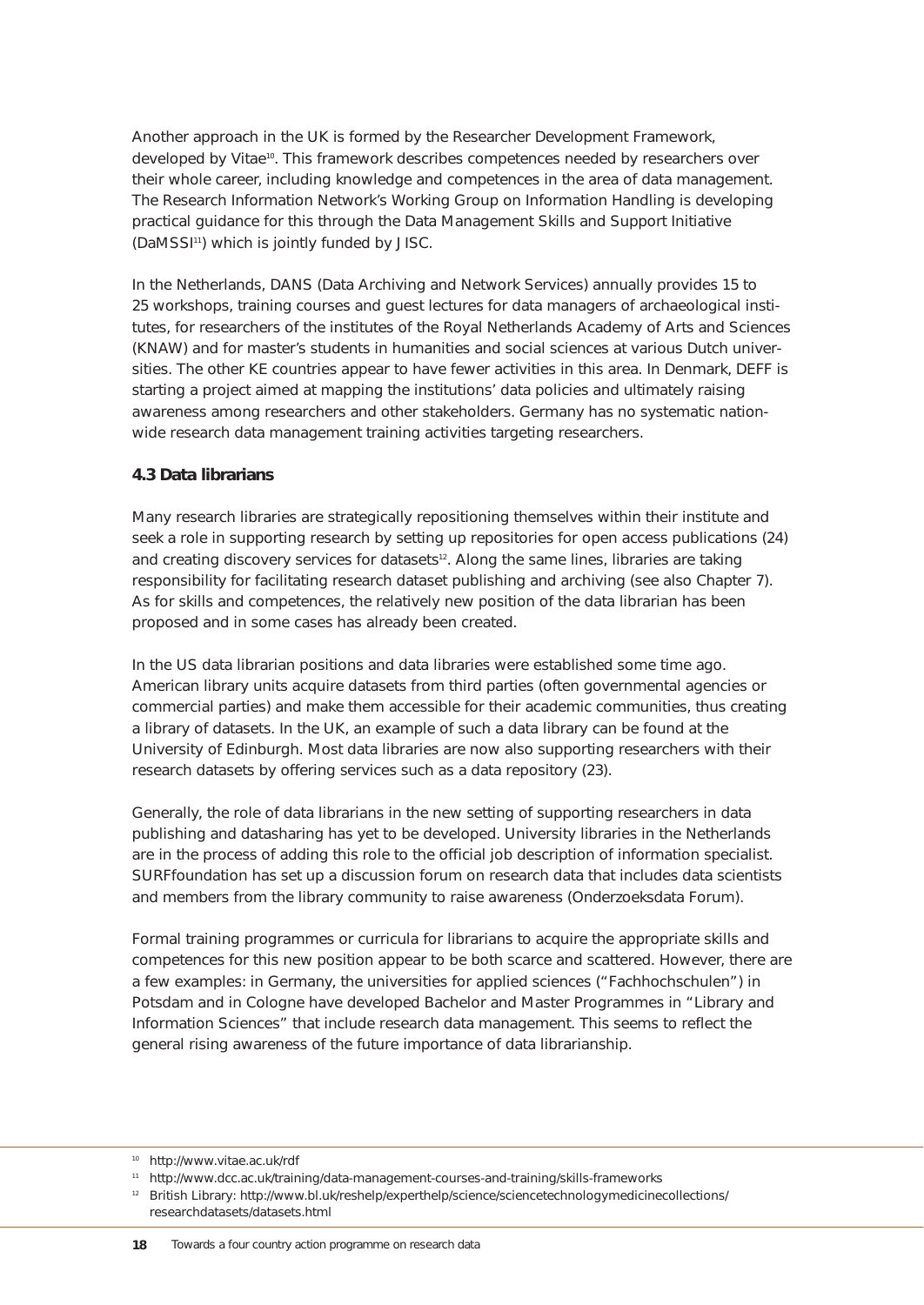Another approach in the UK is formed by the Researcher Development Framework, developed by Vitae[10]. This framework describes competences needed by researchers over their whole career, including knowledge and competences in the area of data management. The Research Information Network's Working Group on Information Handling is developing practical guidance for this through the Data Management Skills and Support Initiative (DaMSSI[11]) which is jointly funded by JISC.

In the Netherlands, DANS (Data Archiving and Network Services) annually provides 15 to 25 workshops, training courses and guest lectures for data managers of archaeological institutes, for researchers of the institutes of the Royal Netherlands Academy of Arts and Sciences (KNAW) and for master's students in humanities and social sciences at various Dutch universities. The other KE countries appear to have fewer activities in this area. In Denmark, DEFF is starting a project aimed at mapping the institutions' data policies and ultimately raising awareness among researchers and other stakeholders. Germany has no systematic nationwide research data management training activities targeting researchers.

### 4.3 Data librarians

Many research libraries are strategically repositioning themselves within their institute and seek a role in supporting research by setting up repositories for open access publications (24) and creating discovery services for datasets[12]. Along the same lines, libraries are taking responsibility for facilitating research dataset publishing and archiving (see also Chapter 7). As for skills and competences, the relatively new position of the data librarian has been proposed and in some cases has already been created.

In the US data librarian positions and data libraries were established some time ago. American library units acquire datasets from third parties (often governmental agencies or commercial parties) and make them accessible for their academic communities, thus creating a library of datasets. In the UK, an example of such a data library can be found at the University of Edinburgh. Most data libraries are now also supporting researchers with their research datasets by offering services such as a data repository (23).

Generally, the role of data librarians in the new setting of supporting researchers in data publishing and datasharing has yet to be developed. University libraries in the Netherlands are in the process of adding this role to the official job description of information specialist. SURFfoundation has set up a discussion forum on research data that includes data scientists and members from the library community to raise awareness (Onderzoeksdata Forum).

Formal training programmes or curricula for librarians to acquire the appropriate skills and competences for this new position appear to be both scarce and scattered. However, there are a few examples: in Germany, the universities for applied sciences ("Fachhochschulen") in Potsdam and in Cologne have developed Bachelor and Master Programmes in "Library and Information Sciences" that include research data management. This seems to reflect the general rising awareness of the future importance of data librarianship.

---

[10] http://www.vitae.ac.uk/rdf

[11] http://www.dcc.ac.uk/training/data-management-courses-and-training/skills-frameworks

[12] British Library: http://www.bl.uk/reshelp/experthelp/science/sciencetechnologymedicinecollections/researchdatasets/datasets.html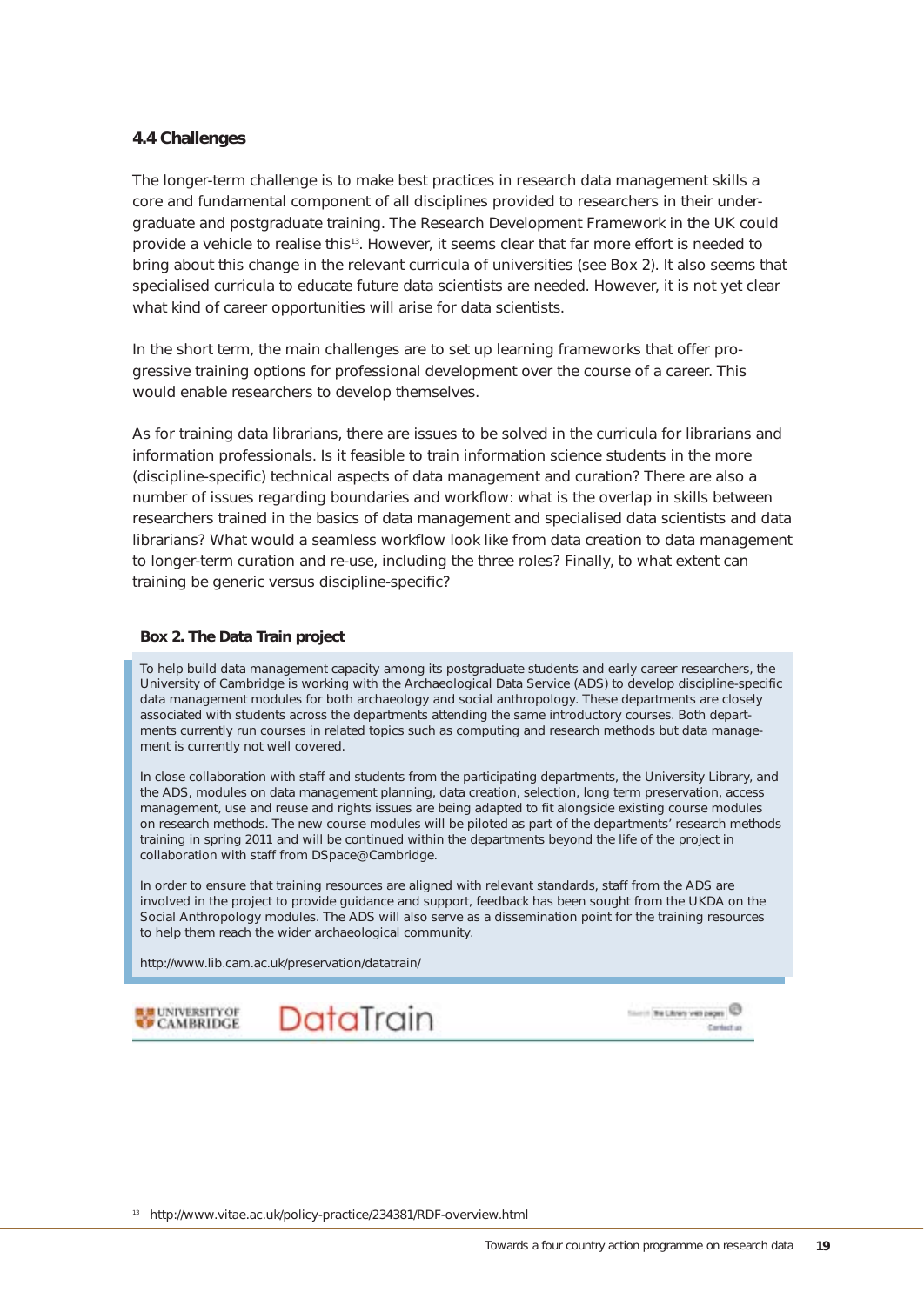### 4.4 Challenges

The longer-term challenge is to make best practices in research data management skills a core and fundamental component of all disciplines provided to researchers in their under-graduate and postgraduate training. The Research Development Framework in the UK could provide a vehicle to realise this[13]. However, it seems clear that far more effort is needed to bring about this change in the relevant curricula of universities (see Box 2). It also seems that specialised curricula to educate future data scientists are needed. However, it is not yet clear what kind of career opportunities will arise for data scientists.

In the short term, the main challenges are to set up learning frameworks that offer pro-gressive training options for professional development over the course of a career. This would enable researchers to develop themselves.

As for training data librarians, there are issues to be solved in the curricula for librarians and information professionals. Is it feasible to train information science students in the more (discipline-specific) technical aspects of data management and curation? There are also a number of issues regarding boundaries and workflow: what is the overlap in skills between researchers trained in the basics of data management and specialised data scientists and data librarians? What would a seamless workflow look like from data creation to data management to longer-term curation and re-use, including the three roles? Finally, to what extent can training be generic versus discipline-specific?

**Box 2. The Data Train project**

To help build data management capacity among its postgraduate students and early career researchers, the University of Cambridge is working with the Archaeological Data Service (ADS) to develop discipline-specific data management modules for both archaeology and social anthropology. These departments are closely associated with students across the departments attending the same introductory courses. Both depart-ments currently run courses in related topics such as computing and research methods but data manage-ment is currently not well covered.

In close collaboration with staff and students from the participating departments, the University Library, and the ADS, modules on data management planning, data creation, selection, long term preservation, access management, use and reuse and rights issues are being adapted to fit alongside existing course modules on research methods. The new course modules will be piloted as part of the departments' research methods training in spring 2011 and will be continued within the departments beyond the life of the project in collaboration with staff from DSpace@Cambridge.

In order to ensure that training resources are aligned with relevant standards, staff from the ADS are involved in the project to provide guidance and support, feedback has been sought from the UKDA on the Social Anthropology modules. The ADS will also serve as a dissemination point for the training resources to help them reach the wider archaeological community.

http://www.lib.cam.ac.uk/preservation/datatrain/

UNIVERSITY OF CAMBRIDGE DataTrain

[13] http://www.vitae.ac.uk/policy-practice/234381/RDF-overview.html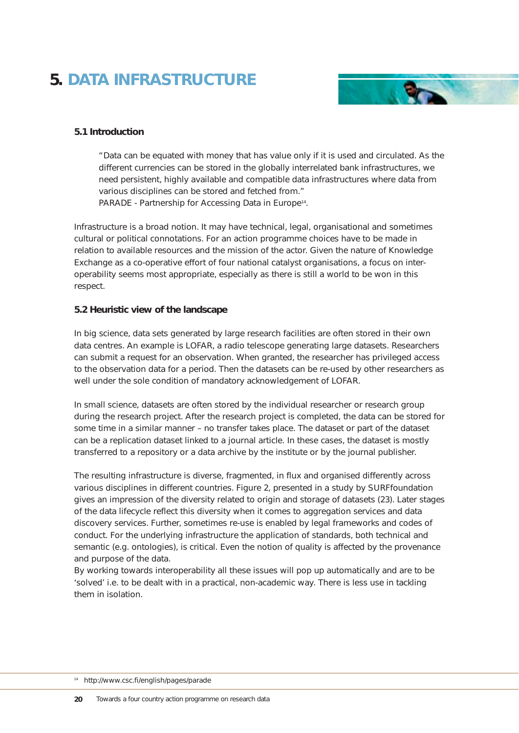# 5. DATA INFRASTRUCTURE

## 5.1 Introduction

> "Data can be equated with money that has value only if it is used and circulated. As the different currencies can be stored in the globally interrelated bank infrastructures, we need persistent, highly available and compatible data infrastructures where data from various disciplines can be stored and fetched from."
> PARADE - Partnership for Accessing Data in Europe[14].

Infrastructure is a broad notion. It may have technical, legal, organisational and sometimes cultural or political connotations. For an action programme choices have to be made in relation to available resources and the mission of the actor. Given the nature of Knowledge Exchange as a co-operative effort of four national catalyst organisations, a focus on interoperability seems most appropriate, especially as there is still a world to be won in this respect.

## 5.2 Heuristic view of the landscape

In big science, data sets generated by large research facilities are often stored in their own data centres. An example is LOFAR, a radio telescope generating large datasets. Researchers can submit a request for an observation. When granted, the researcher has privileged access to the observation data for a period. Then the datasets can be re-used by other researchers as well under the sole condition of mandatory acknowledgement of LOFAR.

In small science, datasets are often stored by the individual researcher or research group during the research project. After the research project is completed, the data can be stored for some time in a similar manner – no transfer takes place. The dataset or part of the dataset can be a replication dataset linked to a journal article. In these cases, the dataset is mostly transferred to a repository or a data archive by the institute or by the journal publisher.

The resulting infrastructure is diverse, fragmented, in flux and organised differently across various disciplines in different countries. Figure 2, presented in a study by SURFfoundation gives an impression of the diversity related to origin and storage of datasets (23). Later stages of the data lifecycle reflect this diversity when it comes to aggregation services and data discovery services. Further, sometimes re-use is enabled by legal frameworks and codes of conduct. For the underlying infrastructure the application of standards, both technical and semantic (e.g. ontologies), is critical. Even the notion of quality is affected by the provenance and purpose of the data.
By working towards interoperability all these issues will pop up automatically and are to be 'solved' i.e. to be dealt with in a practical, non-academic way. There is less use in tackling them in isolation.

[14] http://www.csc.fi/english/pages/parade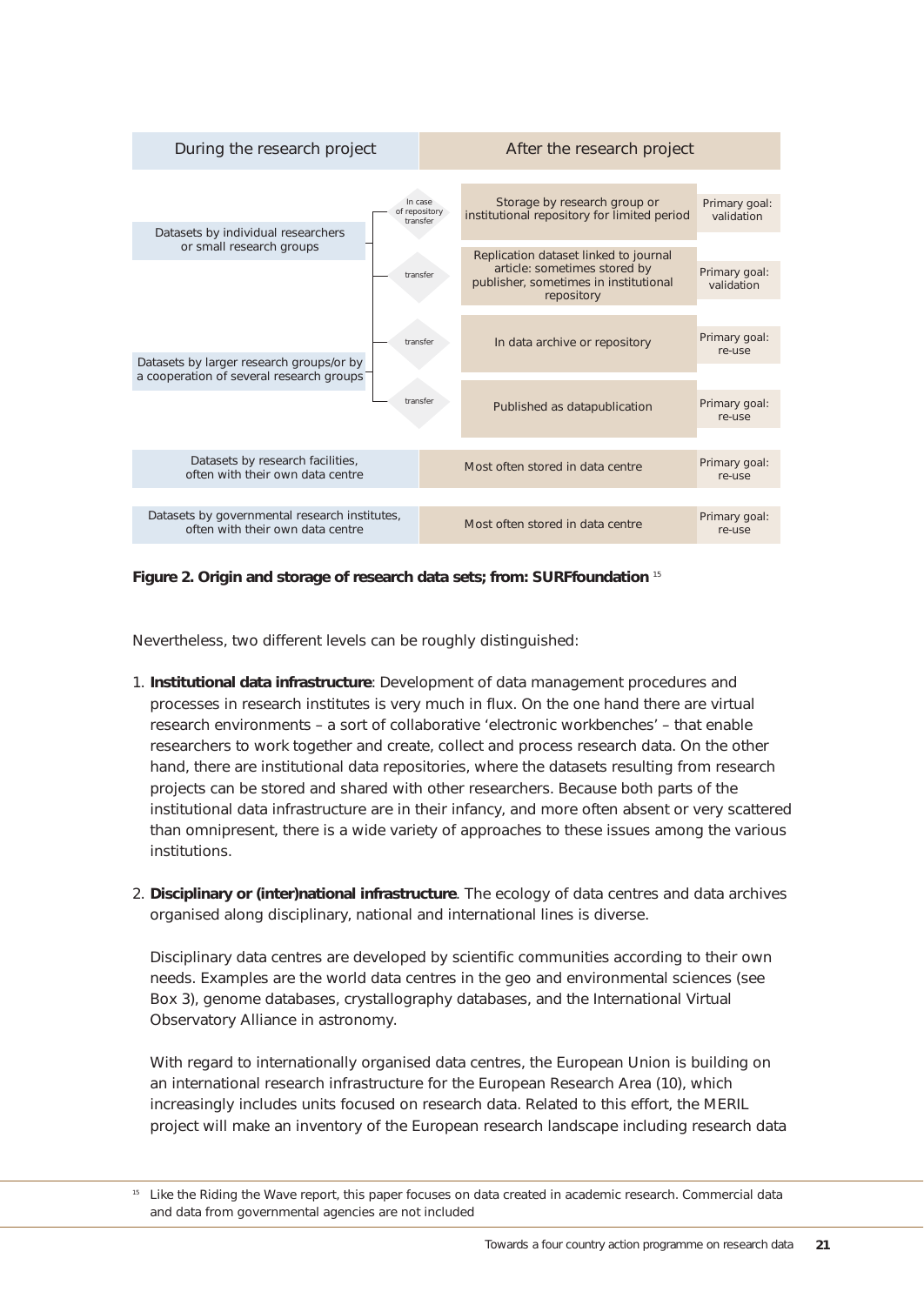| During the research project | | After the research project | |
|---|---|---|---|
| Datasets by individual researchers or small research groups | In case of repository transfer | Storage by research group or institutional repository for limited period | Primary goal: validation |
| | transfer | Replication dataset linked to journal article: sometimes stored by publisher, sometimes in institutional repository | Primary goal: validation |
| Datasets by larger research groups/or by a cooperation of several research groups | transfer | In data archive or repository | Primary goal: re-use |
| | transfer | Published as datapublication | Primary goal: re-use |
| Datasets by research facilities, often with their own data centre | | Most often stored in data centre | Primary goal: re-use |
| Datasets by governmental research institutes, often with their own data centre | | Most often stored in data centre | Primary goal: re-use |

**Figure 2. Origin and storage of research data sets; from: SURFfoundation** [15]

Nevertheless, two different levels can be roughly distinguished:

1. **Institutional data infrastructure**: Development of data management procedures and processes in research institutes is very much in flux. On the one hand there are virtual research environments – a sort of collaborative 'electronic workbenches' – that enable researchers to work together and create, collect and process research data. On the other hand, there are institutional data repositories, where the datasets resulting from research projects can be stored and shared with other researchers. Because both parts of the institutional data infrastructure are in their infancy, and more often absent or very scattered than omnipresent, there is a wide variety of approaches to these issues among the various institutions.

2. **Disciplinary or (inter)national infrastructure**. The ecology of data centres and data archives organised along disciplinary, national and international lines is diverse.

   Disciplinary data centres are developed by scientific communities according to their own needs. Examples are the world data centres in the geo and environmental sciences (see Box 3), genome databases, crystallography databases, and the International Virtual Observatory Alliance in astronomy.

   With regard to internationally organised data centres, the European Union is building on an international research infrastructure for the European Research Area (10), which increasingly includes units focused on research data. Related to this effort, the MERIL project will make an inventory of the European research landscape including research data

[15] Like the Riding the Wave report, this paper focuses on data created in academic research. Commercial data and data from governmental agencies are not included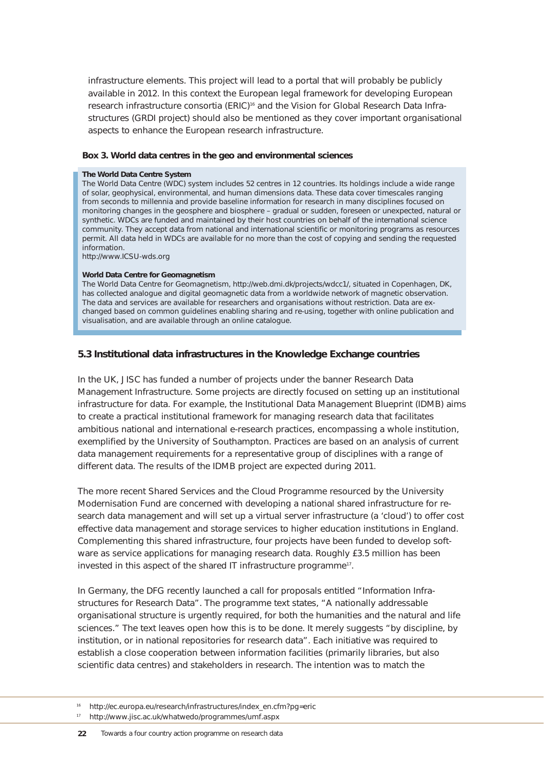infrastructure elements. This project will lead to a portal that will probably be publicly available in 2012. In this context the European legal framework for developing European research infrastructure consortia (ERIC)[16] and the Vision for Global Research Data Infrastructures (GRDI project) should also be mentioned as they cover important organisational aspects to enhance the European research infrastructure.

**Box 3. World data centres in the geo and environmental sciences**

**The World Data Centre System**

The World Data Centre (WDC) system includes 52 centres in 12 countries. Its holdings include a wide range of solar, geophysical, environmental, and human dimensions data. These data cover timescales ranging from seconds to millennia and provide baseline information for research in many disciplines focused on monitoring changes in the geosphere and biosphere – gradual or sudden, foreseen or unexpected, natural or synthetic. WDCs are funded and maintained by their host countries on behalf of the international science community. They accept data from national and international scientific or monitoring programs as resources permit. All data held in WDCs are available for no more than the cost of copying and sending the requested information.
http://www.ICSU-wds.org

**World Data Centre for Geomagnetism**

The World Data Centre for Geomagnetism, http://web.dmi.dk/projects/wdcc1/, situated in Copenhagen, DK, has collected analogue and digital geomagnetic data from a worldwide network of magnetic observation. The data and services are available for researchers and organisations without restriction. Data are exchanged based on common guidelines enabling sharing and re-using, together with online publication and visualisation, and are available through an online catalogue.

### 5.3 Institutional data infrastructures in the Knowledge Exchange countries

In the UK, JISC has funded a number of projects under the banner Research Data Management Infrastructure. Some projects are directly focused on setting up an institutional infrastructure for data. For example, the Institutional Data Management Blueprint (IDMB) aims to create a practical institutional framework for managing research data that facilitates ambitious national and international e-research practices, encompassing a whole institution, exemplified by the University of Southampton. Practices are based on an analysis of current data management requirements for a representative group of disciplines with a range of different data. The results of the IDMB project are expected during 2011.

The more recent Shared Services and the Cloud Programme resourced by the University Modernisation Fund are concerned with developing a national shared infrastructure for research data management and will set up a virtual server infrastructure (a 'cloud') to offer cost effective data management and storage services to higher education institutions in England. Complementing this shared infrastructure, four projects have been funded to develop software as service applications for managing research data. Roughly £3.5 million has been invested in this aspect of the shared IT infrastructure programme[17].

In Germany, the DFG recently launched a call for proposals entitled "Information Infrastructures for Research Data". The programme text states, "A nationally addressable organisational structure is urgently required, for both the humanities and the natural and life sciences." The text leaves open how this is to be done. It merely suggests "by discipline, by institution, or in national repositories for research data". Each initiative was required to establish a close cooperation between information facilities (primarily libraries, but also scientific data centres) and stakeholders in research. The intention was to match the

[16] http://ec.europa.eu/research/infrastructures/index_en.cfm?pg=eric

[17] http://www.jisc.ac.uk/whatwedo/programmes/umf.aspx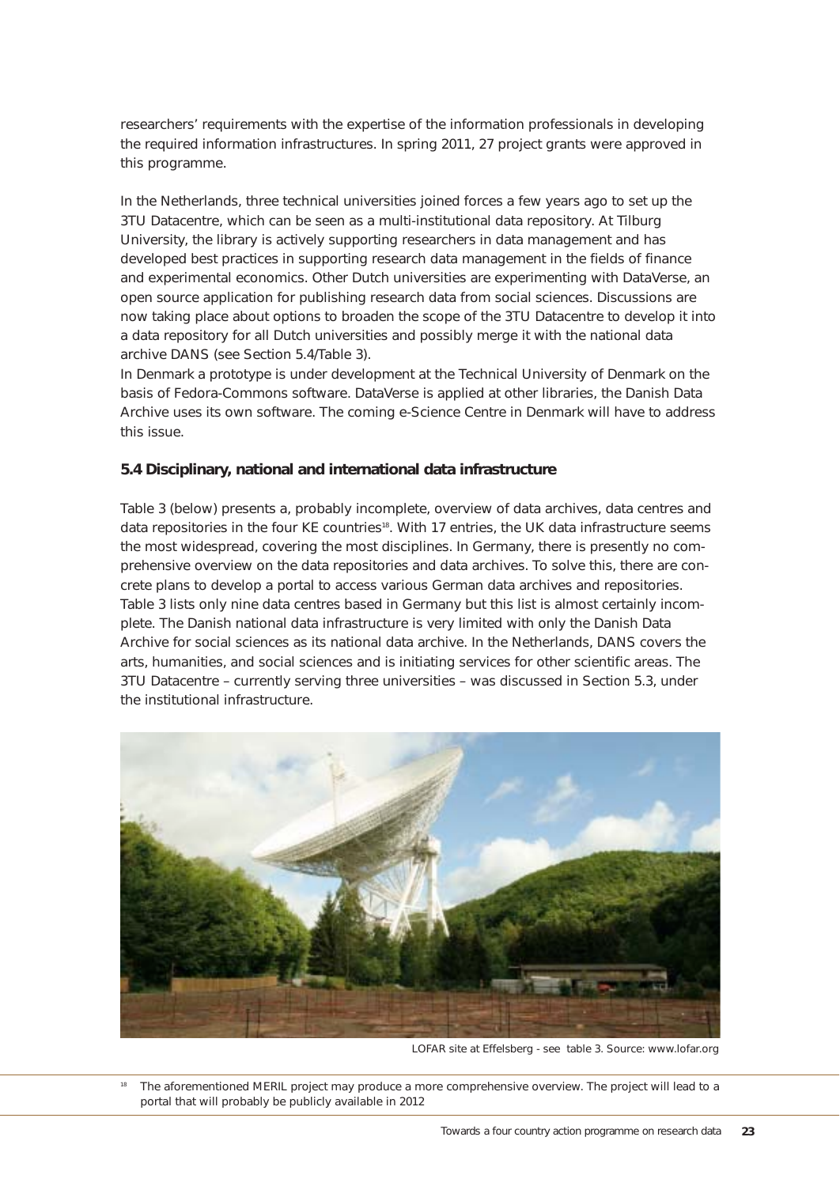researchers' requirements with the expertise of the information professionals in developing the required information infrastructures. In spring 2011, 27 project grants were approved in this programme.

In the Netherlands, three technical universities joined forces a few years ago to set up the 3TU Datacentre, which can be seen as a multi-institutional data repository. At Tilburg University, the library is actively supporting researchers in data management and has developed best practices in supporting research data management in the fields of finance and experimental economics. Other Dutch universities are experimenting with DataVerse, an open source application for publishing research data from social sciences. Discussions are now taking place about options to broaden the scope of the 3TU Datacentre to develop it into a data repository for all Dutch universities and possibly merge it with the national data archive DANS (see Section 5.4/Table 3).

In Denmark a prototype is under development at the Technical University of Denmark on the basis of Fedora-Commons software. DataVerse is applied at other libraries, the Danish Data Archive uses its own software. The coming e-Science Centre in Denmark will have to address this issue.

### 5.4 Disciplinary, national and international data infrastructure

Table 3 (below) presents a, probably incomplete, overview of data archives, data centres and data repositories in the four KE countries[18]. With 17 entries, the UK data infrastructure seems the most widespread, covering the most disciplines. In Germany, there is presently no comprehensive overview on the data repositories and data archives. To solve this, there are concrete plans to develop a portal to access various German data archives and repositories. Table 3 lists only nine data centres based in Germany but this list is almost certainly incomplete. The Danish national data infrastructure is very limited with only the Danish Data Archive for social sciences as its national data archive. In the Netherlands, DANS covers the arts, humanities, and social sciences and is initiating services for other scientific areas. The 3TU Datacentre – currently serving three universities – was discussed in Section 5.3, under the institutional infrastructure.

LOFAR site at Effelsberg - see table 3. Source: www.lofar.org

[18] The aforementioned MERIL project may produce a more comprehensive overview. The project will lead to a portal that will probably be publicly available in 2012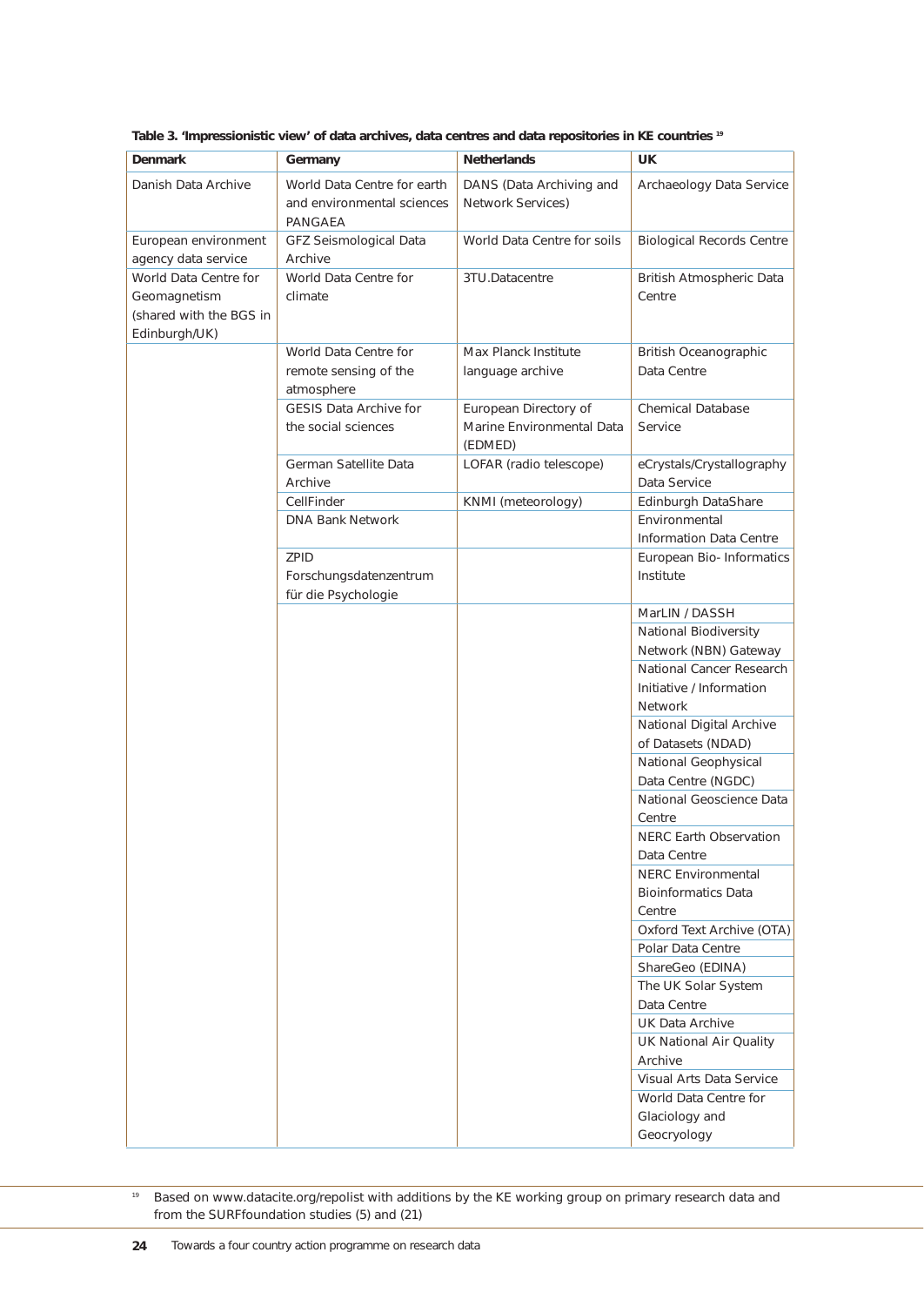**Table 3. 'Impressionistic view' of data archives, data centres and data repositories in KE countries [19]**

| Denmark | Germany | Netherlands | UK |
|---|---|---|---|
| Danish Data Archive | World Data Centre for earth and environmental sciences PANGAEA | DANS (Data Archiving and Network Services) | Archaeology Data Service |
| European environment agency data service | GFZ Seismological Data Archive | World Data Centre for soils | Biological Records Centre |
| World Data Centre for Geomagnetism (shared with the BGS in Edinburgh/UK) | World Data Centre for climate | 3TU.Datacentre | British Atmospheric Data Centre |
| | World Data Centre for remote sensing of the atmosphere | Max Planck Institute language archive | British Oceanographic Data Centre |
| | GESIS Data Archive for the social sciences | European Directory of Marine Environmental Data (EDMED) | Chemical Database Service |
| | German Satellite Data Archive | LOFAR (radio telescope) | eCrystals/Crystallography Data Service |
| | CellFinder | KNMI (meteorology) | Edinburgh DataShare |
| | DNA Bank Network | | Environmental Information Data Centre |
| | ZPID Forschungsdatenzentrum für die Psychologie | | European Bio- Informatics Institute |
| | | | MarLIN / DASSH |
| | | | National Biodiversity Network (NBN) Gateway |
| | | | National Cancer Research Initiative / Information Network |
| | | | National Digital Archive of Datasets (NDAD) |
| | | | National Geophysical Data Centre (NGDC) |
| | | | National Geoscience Data Centre |
| | | | NERC Earth Observation Data Centre |
| | | | NERC Environmental Bioinformatics Data Centre |
| | | | Oxford Text Archive (OTA) |
| | | | Polar Data Centre |
| | | | ShareGeo (EDINA) |
| | | | The UK Solar System Data Centre |
| | | | UK Data Archive |
| | | | UK National Air Quality Archive |
| | | | Visual Arts Data Service |
| | | | World Data Centre for Glaciology and Geocryology |

[19] Based on www.datacite.org/repolist with additions by the KE working group on primary research data and from the SURFfoundation studies (5) and (21)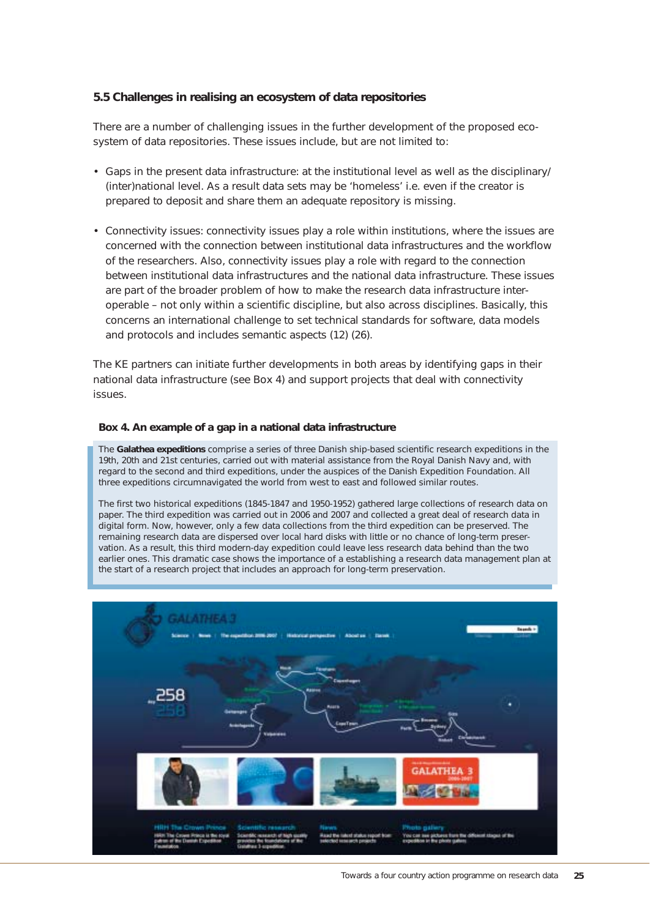### 5.5 Challenges in realising an ecosystem of data repositories

There are a number of challenging issues in the further development of the proposed ecosystem of data repositories. These issues include, but are not limited to:

- Gaps in the present data infrastructure: at the institutional level as well as the disciplinary/(inter)national level. As a result data sets may be 'homeless' i.e. even if the creator is prepared to deposit and share them an adequate repository is missing.

- Connectivity issues: connectivity issues play a role within institutions, where the issues are concerned with the connection between institutional data infrastructures and the workflow of the researchers. Also, connectivity issues play a role with regard to the connection between institutional data infrastructures and the national data infrastructure. These issues are part of the broader problem of how to make the research data infrastructure interoperable – not only within a scientific discipline, but also across disciplines. Basically, this concerns an international challenge to set technical standards for software, data models and protocols and includes semantic aspects (12) (26).

The KE partners can initiate further developments in both areas by identifying gaps in their national data infrastructure (see Box 4) and support projects that deal with connectivity issues.

#### Box 4. An example of a gap in a national data infrastructure

The **Galathea expeditions** comprise a series of three Danish ship-based scientific research expeditions in the 19th, 20th and 21st centuries, carried out with material assistance from the Royal Danish Navy and, with regard to the second and third expeditions, under the auspices of the Danish Expedition Foundation. All three expeditions circumnavigated the world from west to east and followed similar routes.

The first two historical expeditions (1845-1847 and 1950-1952) gathered large collections of research data on paper. The third expedition was carried out in 2006 and 2007 and collected a great deal of research data in digital form. Now, however, only a few data collections from the third expedition can be preserved. The remaining research data are dispersed over local hard disks with little or no chance of long-term preservation. As a result, this third modern-day expedition could leave less research data behind than the two earlier ones. This dramatic case shows the importance of a establishing a research data management plan at the start of a research project that includes an approach for long-term preservation.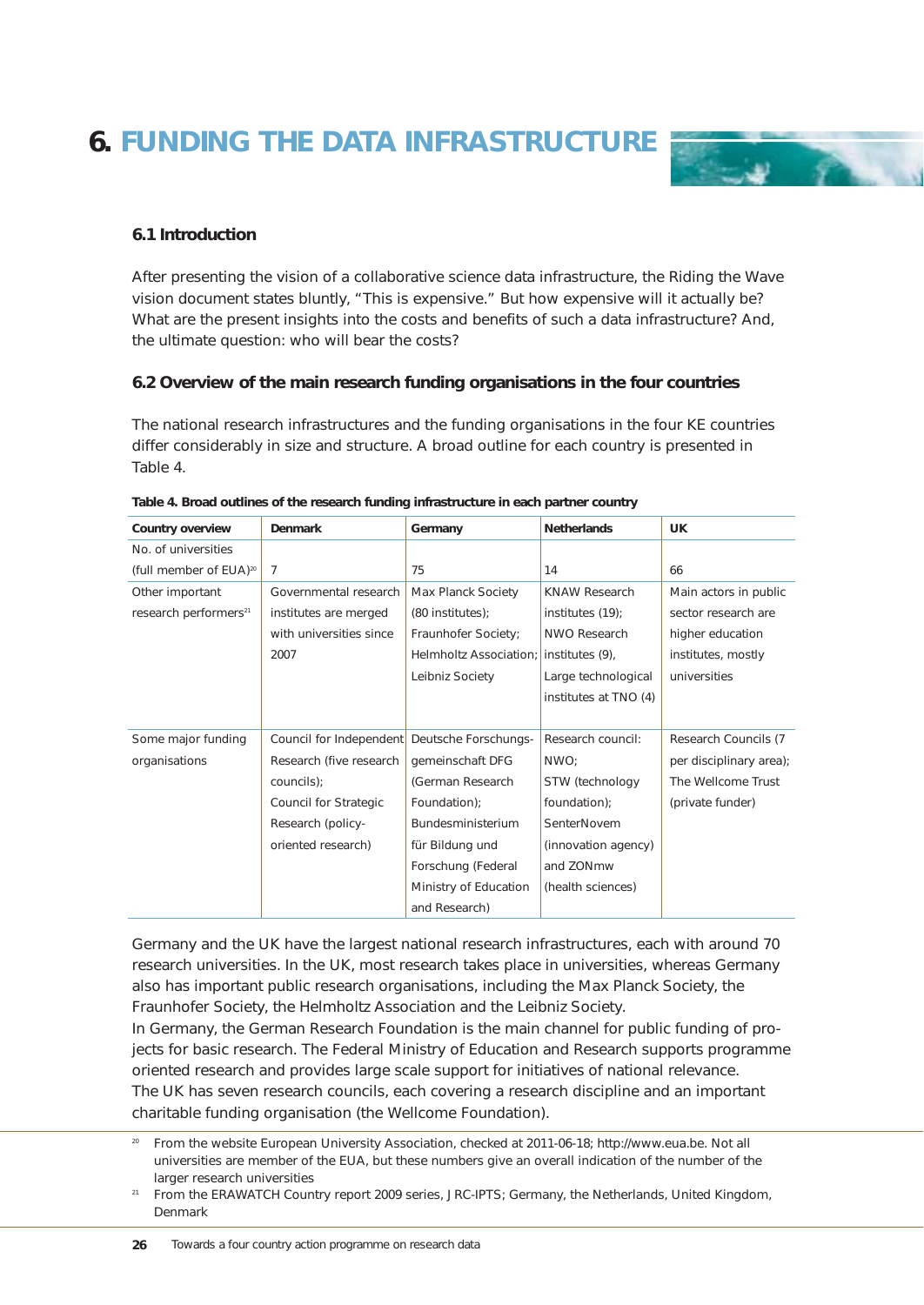# 6. FUNDING THE DATA INFRASTRUCTURE

### 6.1 Introduction

After presenting the vision of a collaborative science data infrastructure, the Riding the Wave vision document states bluntly, "This is expensive." But how expensive will it actually be? What are the present insights into the costs and benefits of such a data infrastructure? And, the ultimate question: who will bear the costs?

### 6.2 Overview of the main research funding organisations in the four countries

The national research infrastructures and the funding organisations in the four KE countries differ considerably in size and structure. A broad outline for each country is presented in Table 4.

**Table 4. Broad outlines of the research funding infrastructure in each partner country**

| Country overview | Denmark | Germany | Netherlands | UK |
|---|---|---|---|---|
| No. of universities (full member of EUA)[20] | 7 | 75 | 14 | 66 |
| Other important research performers[21] | Governmental research institutes are merged with universities since 2007 | Max Planck Society (80 institutes); Fraunhofer Society; Helmholtz Association; Leibniz Society | KNAW Research institutes (19); NWO Research institutes (9), Large technological institutes at TNO (4) | Main actors in public sector research are higher education institutes, mostly universities |
| Some major funding organisations | Council for Independent Research (five research councils); Council for Strategic Research (policy-oriented research) | Deutsche Forschungs-gemeinschaft DFG (German Research Foundation); Bundesministerium für Bildung und Forschung (Federal Ministry of Education and Research) | Research council: NWO; STW (technology foundation); SenterNovem (innovation agency) and ZONmw (health sciences) | Research Councils (7 per disciplinary area); The Wellcome Trust (private funder) |

Germany and the UK have the largest national research infrastructures, each with around 70 research universities. In the UK, most research takes place in universities, whereas Germany also has important public research organisations, including the Max Planck Society, the Fraunhofer Society, the Helmholtz Association and the Leibniz Society.
In Germany, the German Research Foundation is the main channel for public funding of projects for basic research. The Federal Ministry of Education and Research supports programme oriented research and provides large scale support for initiatives of national relevance.
The UK has seven research councils, each covering a research discipline and an important charitable funding organisation (the Wellcome Foundation).

[20] From the website European University Association, checked at 2011-06-18; http://www.eua.be. Not all universities are member of the EUA, but these numbers give an overall indication of the number of the larger research universities

[21] From the ERAWATCH Country report 2009 series, JRC-IPTS; Germany, the Netherlands, United Kingdom, Denmark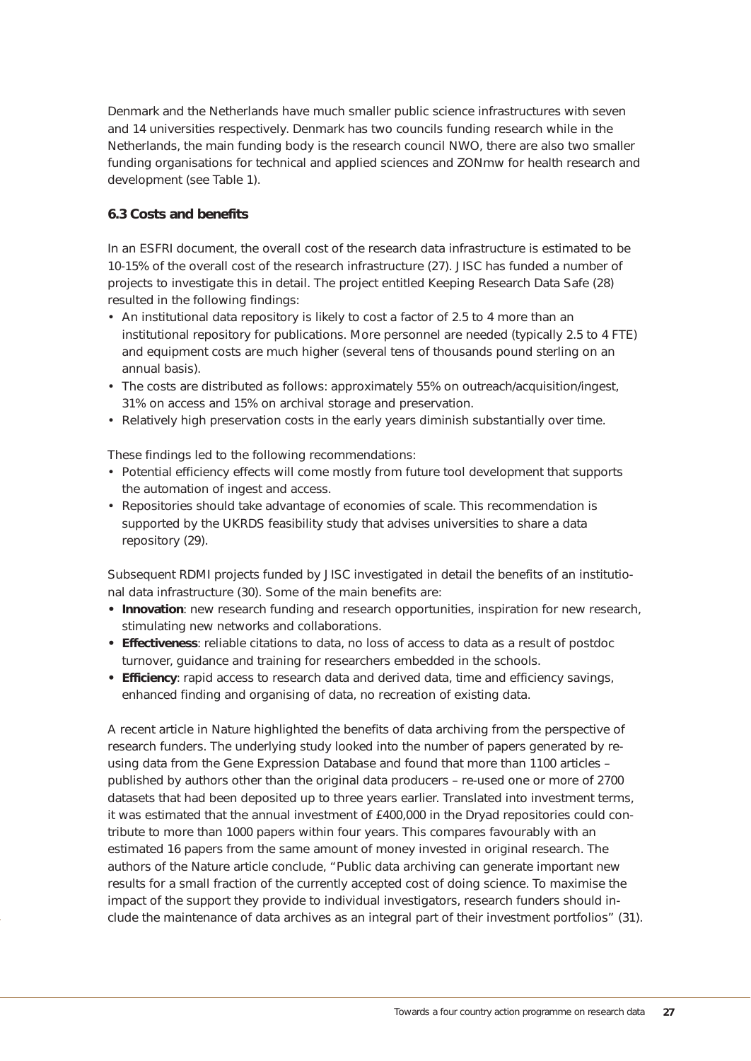Denmark and the Netherlands have much smaller public science infrastructures with seven and 14 universities respectively. Denmark has two councils funding research while in the Netherlands, the main funding body is the research council NWO, there are also two smaller funding organisations for technical and applied sciences and ZONmw for health research and development (see Table 1).

### 6.3 Costs and benefits

In an ESFRI document, the overall cost of the research data infrastructure is estimated to be 10-15% of the overall cost of the research infrastructure (27). JISC has funded a number of projects to investigate this in detail. The project entitled Keeping Research Data Safe (28) resulted in the following findings:

- An institutional data repository is likely to cost a factor of 2.5 to 4 more than an institutional repository for publications. More personnel are needed (typically 2.5 to 4 FTE) and equipment costs are much higher (several tens of thousands pound sterling on an annual basis).
- The costs are distributed as follows: approximately 55% on outreach/acquisition/ingest, 31% on access and 15% on archival storage and preservation.
- Relatively high preservation costs in the early years diminish substantially over time.

These findings led to the following recommendations:

- Potential efficiency effects will come mostly from future tool development that supports the automation of ingest and access.
- Repositories should take advantage of economies of scale. This recommendation is supported by the UKRDS feasibility study that advises universities to share a data repository (29).

Subsequent RDMI projects funded by JISC investigated in detail the benefits of an institutional data infrastructure (30). Some of the main benefits are:

- **Innovation**: new research funding and research opportunities, inspiration for new research, stimulating new networks and collaborations.
- **Effectiveness**: reliable citations to data, no loss of access to data as a result of postdoc turnover, guidance and training for researchers embedded in the schools.
- **Efficiency**: rapid access to research data and derived data, time and efficiency savings, enhanced finding and organising of data, no recreation of existing data.

A recent article in Nature highlighted the benefits of data archiving from the perspective of research funders. The underlying study looked into the number of papers generated by re-using data from the Gene Expression Database and found that more than 1100 articles – published by authors other than the original data producers – re-used one or more of 2700 datasets that had been deposited up to three years earlier. Translated into investment terms, it was estimated that the annual investment of £400,000 in the Dryad repositories could contribute to more than 1000 papers within four years. This compares favourably with an estimated 16 papers from the same amount of money invested in original research. The authors of the Nature article conclude, "Public data archiving can generate important new results for a small fraction of the currently accepted cost of doing science. To maximise the impact of the support they provide to individual investigators, research funders should include the maintenance of data archives as an integral part of their investment portfolios" (31).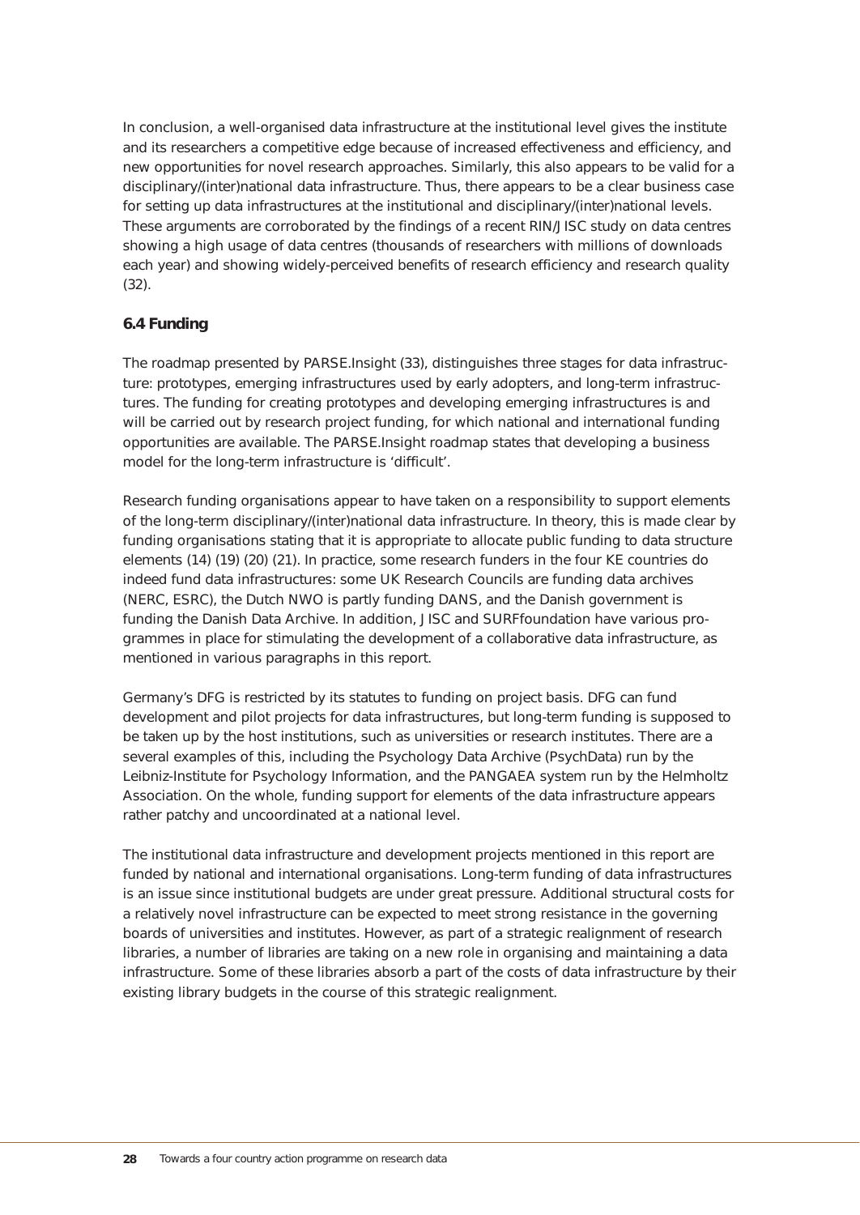In conclusion, a well-organised data infrastructure at the institutional level gives the institute and its researchers a competitive edge because of increased effectiveness and efficiency, and new opportunities for novel research approaches. Similarly, this also appears to be valid for a disciplinary/(inter)national data infrastructure. Thus, there appears to be a clear business case for setting up data infrastructures at the institutional and disciplinary/(inter)national levels. These arguments are corroborated by the findings of a recent RIN/JISC study on data centres showing a high usage of data centres (thousands of researchers with millions of downloads each year) and showing widely-perceived benefits of research efficiency and research quality (32).

### 6.4 Funding

The roadmap presented by PARSE.Insight (33), distinguishes three stages for data infrastructure: prototypes, emerging infrastructures used by early adopters, and long-term infrastructures. The funding for creating prototypes and developing emerging infrastructures is and will be carried out by research project funding, for which national and international funding opportunities are available. The PARSE.Insight roadmap states that developing a business model for the long-term infrastructure is 'difficult'.

Research funding organisations appear to have taken on a responsibility to support elements of the long-term disciplinary/(inter)national data infrastructure. In theory, this is made clear by funding organisations stating that it is appropriate to allocate public funding to data structure elements (14) (19) (20) (21). In practice, some research funders in the four KE countries do indeed fund data infrastructures: some UK Research Councils are funding data archives (NERC, ESRC), the Dutch NWO is partly funding DANS, and the Danish government is funding the Danish Data Archive. In addition, JISC and SURFfoundation have various programmes in place for stimulating the development of a collaborative data infrastructure, as mentioned in various paragraphs in this report.

Germany's DFG is restricted by its statutes to funding on project basis. DFG can fund development and pilot projects for data infrastructures, but long-term funding is supposed to be taken up by the host institutions, such as universities or research institutes. There are a several examples of this, including the Psychology Data Archive (PsychData) run by the Leibniz-Institute for Psychology Information, and the PANGAEA system run by the Helmholtz Association. On the whole, funding support for elements of the data infrastructure appears rather patchy and uncoordinated at a national level.

The institutional data infrastructure and development projects mentioned in this report are funded by national and international organisations. Long-term funding of data infrastructures is an issue since institutional budgets are under great pressure. Additional structural costs for a relatively novel infrastructure can be expected to meet strong resistance in the governing boards of universities and institutes. However, as part of a strategic realignment of research libraries, a number of libraries are taking on a new role in organising and maintaining a data infrastructure. Some of these libraries absorb a part of the costs of data infrastructure by their existing library budgets in the course of this strategic realignment.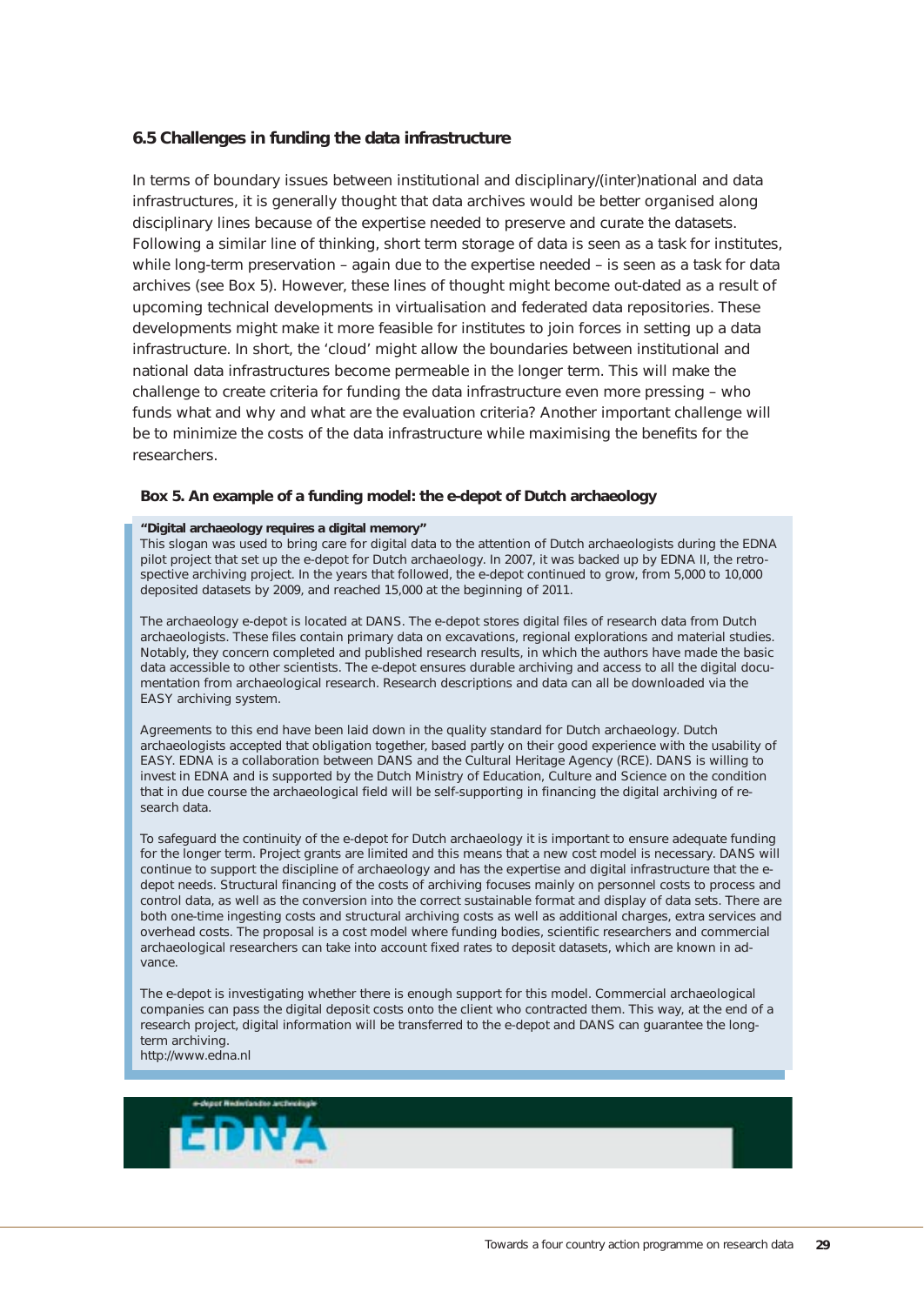### 6.5 Challenges in funding the data infrastructure

In terms of boundary issues between institutional and disciplinary/(inter)national and data infrastructures, it is generally thought that data archives would be better organised along disciplinary lines because of the expertise needed to preserve and curate the datasets. Following a similar line of thinking, short term storage of data is seen as a task for institutes, while long-term preservation – again due to the expertise needed – is seen as a task for data archives (see Box 5). However, these lines of thought might become out-dated as a result of upcoming technical developments in virtualisation and federated data repositories. These developments might make it more feasible for institutes to join forces in setting up a data infrastructure. In short, the 'cloud' might allow the boundaries between institutional and national data infrastructures become permeable in the longer term. This will make the challenge to create criteria for funding the data infrastructure even more pressing – who funds what and why and what are the evaluation criteria? Another important challenge will be to minimize the costs of the data infrastructure while maximising the benefits for the researchers.

**Box 5. An example of a funding model: the e-depot of Dutch archaeology**

**"Digital archaeology requires a digital memory"**
This slogan was used to bring care for digital data to the attention of Dutch archaeologists during the EDNA pilot project that set up the e-depot for Dutch archaeology. In 2007, it was backed up by EDNA II, the retrospective archiving project. In the years that followed, the e-depot continued to grow, from 5,000 to 10,000 deposited datasets by 2009, and reached 15,000 at the beginning of 2011.

The archaeology e-depot is located at DANS. The e-depot stores digital files of research data from Dutch archaeologists. These files contain primary data on excavations, regional explorations and material studies. Notably, they concern completed and published research results, in which the authors have made the basic data accessible to other scientists. The e-depot ensures durable archiving and access to all the digital documentation from archaeological research. Research descriptions and data can all be downloaded via the EASY archiving system.

Agreements to this end have been laid down in the quality standard for Dutch archaeology. Dutch archaeologists accepted that obligation together, based partly on their good experience with the usability of EASY. EDNA is a collaboration between DANS and the Cultural Heritage Agency (RCE). DANS is willing to invest in EDNA and is supported by the Dutch Ministry of Education, Culture and Science on the condition that in due course the archaeological field will be self-supporting in financing the digital archiving of research data.

To safeguard the continuity of the e-depot for Dutch archaeology it is important to ensure adequate funding for the longer term. Project grants are limited and this means that a new cost model is necessary. DANS will continue to support the discipline of archaeology and has the expertise and digital infrastructure that the e-depot needs. Structural financing of the costs of archiving focuses mainly on personnel costs to process and control data, as well as the conversion into the correct sustainable format and display of data sets. There are both one-time ingesting costs and structural archiving costs as well as additional charges, extra services and overhead costs. The proposal is a cost model where funding bodies, scientific researchers and commercial archaeological researchers can take into account fixed rates to deposit datasets, which are known in advance.

The e-depot is investigating whether there is enough support for this model. Commercial archaeological companies can pass the digital deposit costs onto the client who contracted them. This way, at the end of a research project, digital information will be transferred to the e-depot and DANS can guarantee the long-term archiving.
http://www.edna.nl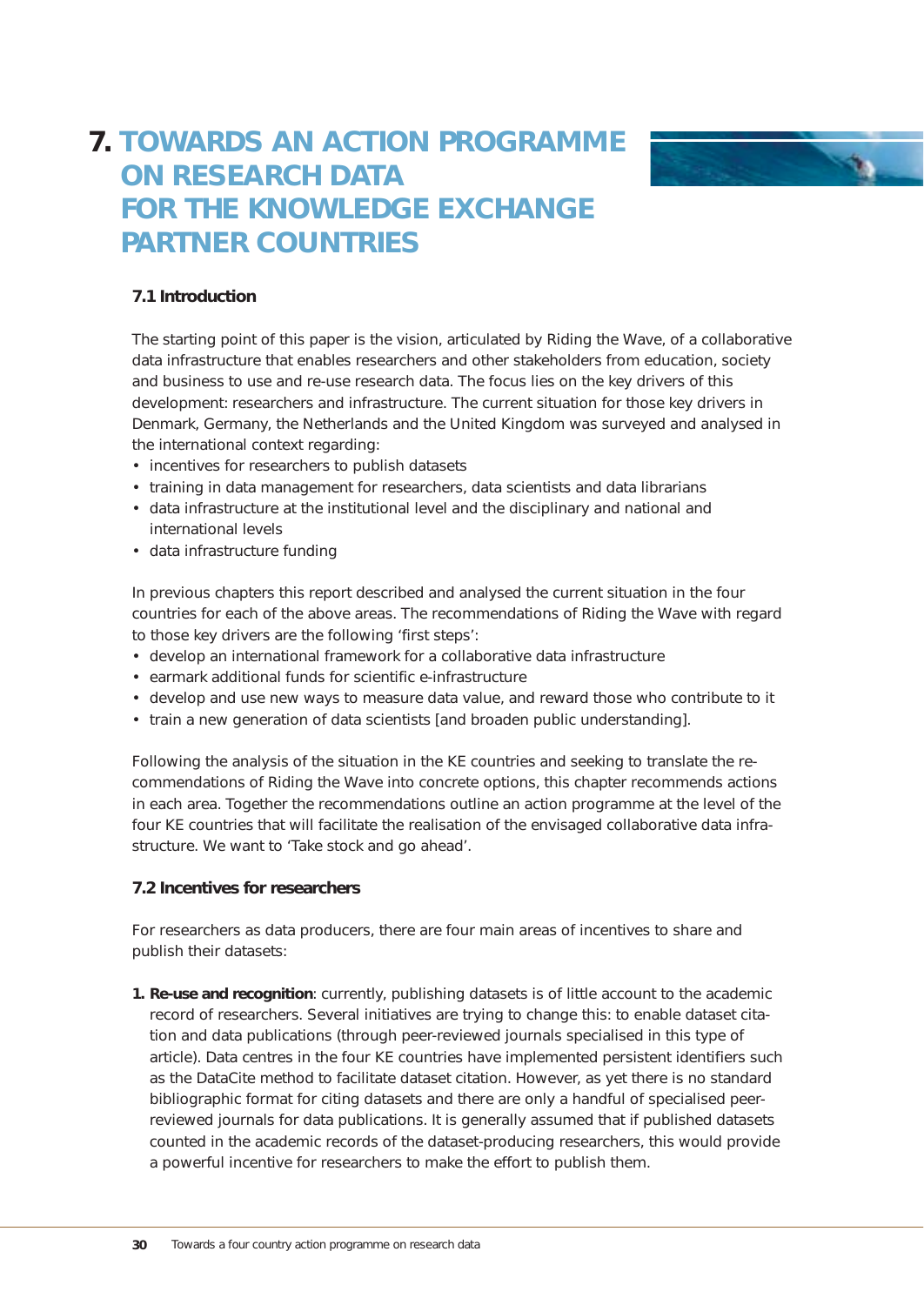# 7. TOWARDS AN ACTION PROGRAMME ON RESEARCH DATA FOR THE KNOWLEDGE EXCHANGE PARTNER COUNTRIES

### 7.1 Introduction

The starting point of this paper is the vision, articulated by Riding the Wave, of a collaborative data infrastructure that enables researchers and other stakeholders from education, society and business to use and re-use research data. The focus lies on the key drivers of this development: researchers and infrastructure. The current situation for those key drivers in Denmark, Germany, the Netherlands and the United Kingdom was surveyed and analysed in the international context regarding:

- incentives for researchers to publish datasets
- training in data management for researchers, data scientists and data librarians
- data infrastructure at the institutional level and the disciplinary and national and international levels
- data infrastructure funding

In previous chapters this report described and analysed the current situation in the four countries for each of the above areas. The recommendations of Riding the Wave with regard to those key drivers are the following 'first steps':

- develop an international framework for a collaborative data infrastructure
- earmark additional funds for scientific e-infrastructure
- develop and use new ways to measure data value, and reward those who contribute to it
- train a new generation of data scientists [and broaden public understanding].

Following the analysis of the situation in the KE countries and seeking to translate the recommendations of Riding the Wave into concrete options, this chapter recommends actions in each area. Together the recommendations outline an action programme at the level of the four KE countries that will facilitate the realisation of the envisaged collaborative data infrastructure. We want to 'Take stock and go ahead'.

### 7.2 Incentives for researchers

For researchers as data producers, there are four main areas of incentives to share and publish their datasets:

1. **Re-use and recognition**: currently, publishing datasets is of little account to the academic record of researchers. Several initiatives are trying to change this: to enable dataset citation and data publications (through peer-reviewed journals specialised in this type of article). Data centres in the four KE countries have implemented persistent identifiers such as the DataCite method to facilitate dataset citation. However, as yet there is no standard bibliographic format for citing datasets and there are only a handful of specialised peer-reviewed journals for data publications. It is generally assumed that if published datasets counted in the academic records of the dataset-producing researchers, this would provide a powerful incentive for researchers to make the effort to publish them.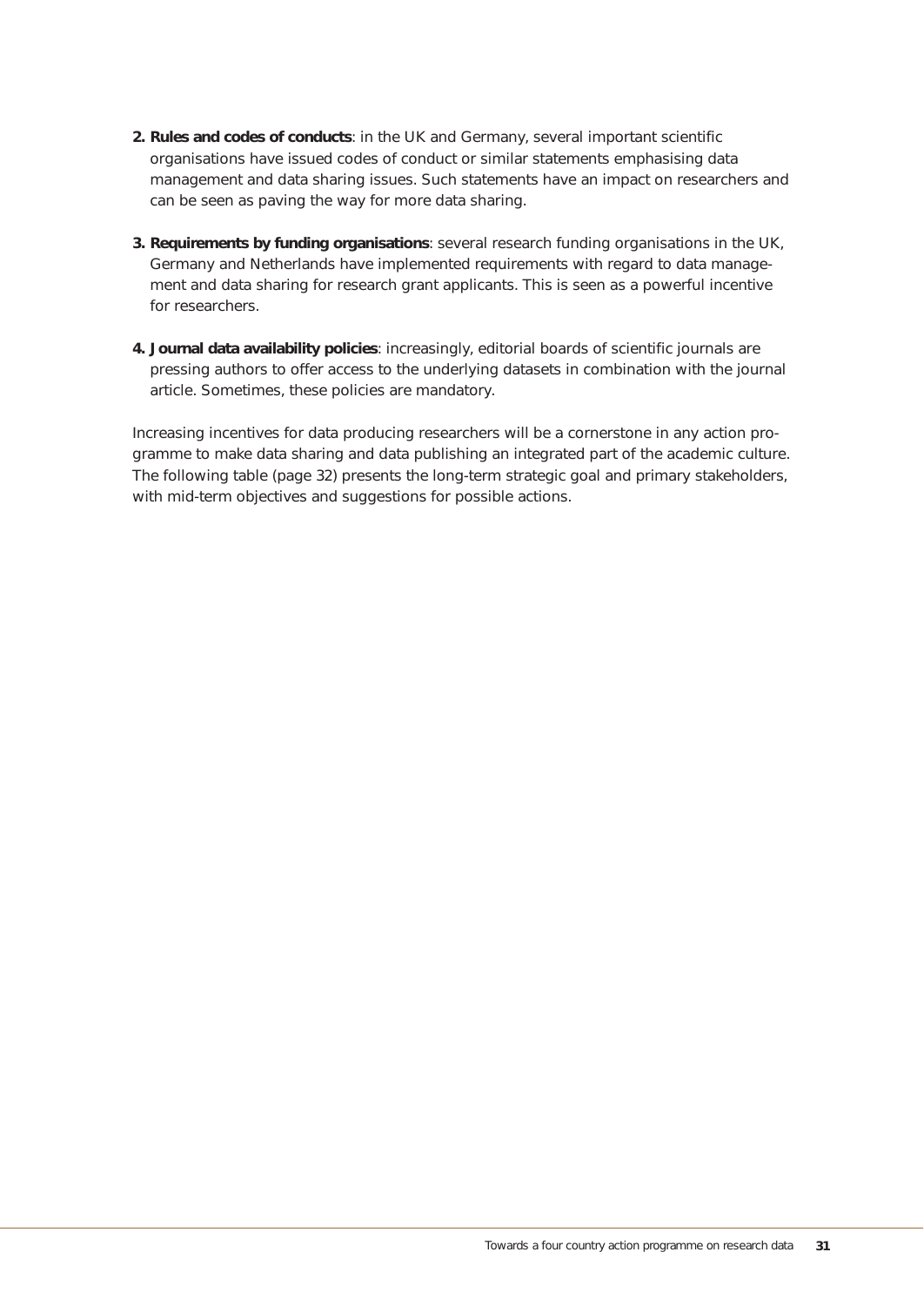2. **Rules and codes of conducts**: in the UK and Germany, several important scientific organisations have issued codes of conduct or similar statements emphasising data management and data sharing issues. Such statements have an impact on researchers and can be seen as paving the way for more data sharing.

3. **Requirements by funding organisations**: several research funding organisations in the UK, Germany and Netherlands have implemented requirements with regard to data management and data sharing for research grant applicants. This is seen as a powerful incentive for researchers.

4. **Journal data availability policies**: increasingly, editorial boards of scientific journals are pressing authors to offer access to the underlying datasets in combination with the journal article. Sometimes, these policies are mandatory.

Increasing incentives for data producing researchers will be a cornerstone in any action programme to make data sharing and data publishing an integrated part of the academic culture. The following table (page 32) presents the long-term strategic goal and primary stakeholders, with mid-term objectives and suggestions for possible actions.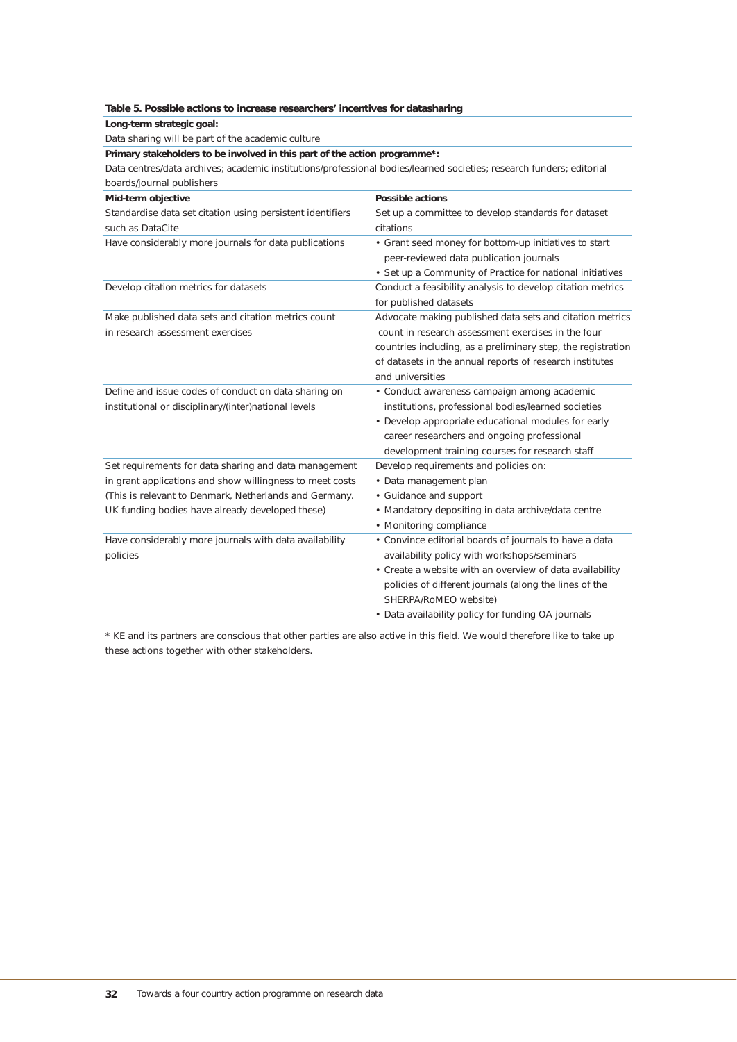**Table 5. Possible actions to increase researchers' incentives for datasharing**

**Long-term strategic goal:**

Data sharing will be part of the academic culture

**Primary stakeholders to be involved in this part of the action programme*:**

Data centres/data archives; academic institutions/professional bodies/learned societies; research funders; editorial boards/journal publishers

| Mid-term objective | Possible actions |
|---|---|
| Standardise data set citation using persistent identifiers such as DataCite | Set up a committee to develop standards for dataset citations |
| Have considerably more journals for data publications | • Grant seed money for bottom-up initiatives to start peer-reviewed data publication journals<br>• Set up a Community of Practice for national initiatives |
| Develop citation metrics for datasets | Conduct a feasibility analysis to develop citation metrics for published datasets |
| Make published data sets and citation metrics count in research assessment exercises | Advocate making published data sets and citation metrics count in research assessment exercises in the four countries including, as a preliminary step, the registration of datasets in the annual reports of research institutes and universities |
| Define and issue codes of conduct on data sharing on institutional or disciplinary/(inter)national levels | • Conduct awareness campaign among academic institutions, professional bodies/learned societies<br>• Develop appropriate educational modules for early career researchers and ongoing professional development training courses for research staff |
| Set requirements for data sharing and data management in grant applications and show willingness to meet costs (This is relevant to Denmark, Netherlands and Germany. UK funding bodies have already developed these) | Develop requirements and policies on:<br>• Data management plan<br>• Guidance and support<br>• Mandatory depositing in data archive/data centre<br>• Monitoring compliance |
| Have considerably more journals with data availability policies | • Convince editorial boards of journals to have a data availability policy with workshops/seminars<br>• Create a website with an overview of data availability policies of different journals (along the lines of the SHERPA/RoMEO website)<br>• Data availability policy for funding OA journals |

* KE and its partners are conscious that other parties are also active in this field. We would therefore like to take up these actions together with other stakeholders.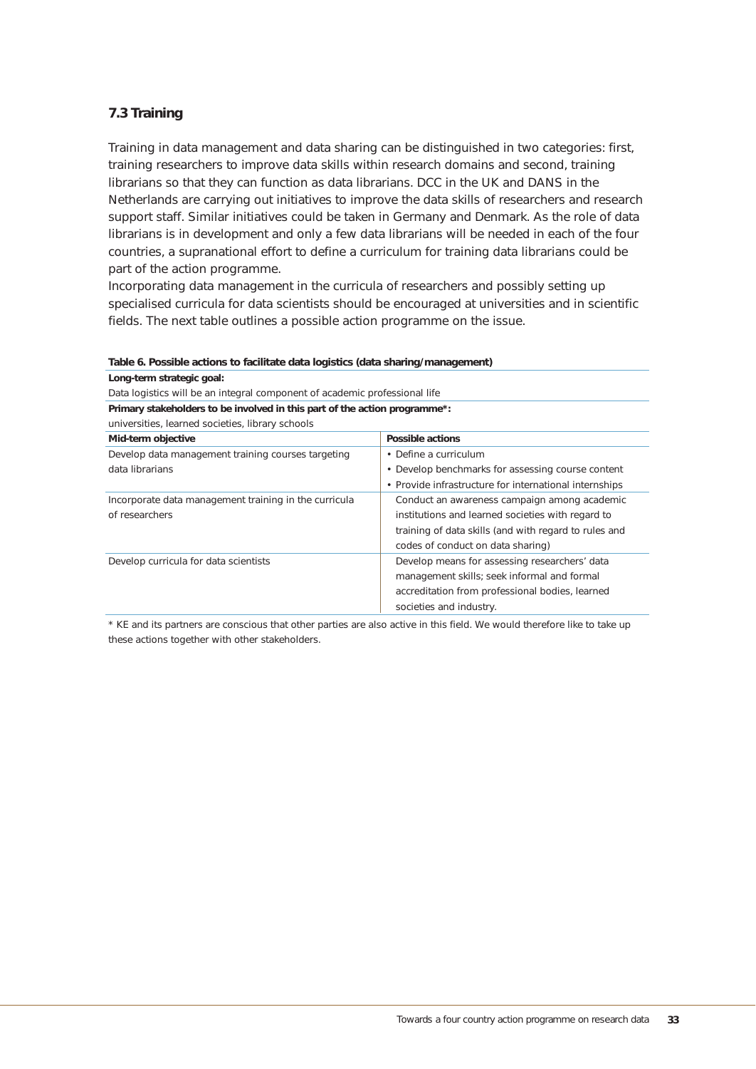### 7.3 Training

Training in data management and data sharing can be distinguished in two categories: first, training researchers to improve data skills within research domains and second, training librarians so that they can function as data librarians. DCC in the UK and DANS in the Netherlands are carrying out initiatives to improve the data skills of researchers and research support staff. Similar initiatives could be taken in Germany and Denmark. As the role of data librarians is in development and only a few data librarians will be needed in each of the four countries, a supranational effort to define a curriculum for training data librarians could be part of the action programme.

Incorporating data management in the curricula of researchers and possibly setting up specialised curricula for data scientists should be encouraged at universities and in scientific fields. The next table outlines a possible action programme on the issue.

**Table 6. Possible actions to facilitate data logistics (data sharing/management)**

| **Long-term strategic goal:** | |
|---|---|
| Data logistics will be an integral component of academic professional life | |
| **Primary stakeholders to be involved in this part of the action programme*:** | |
| universities, learned societies, library schools | |
| **Mid-term objective** | **Possible actions** |
| Develop data management training courses targeting data librarians | • Define a curriculum<br>• Develop benchmarks for assessing course content<br>• Provide infrastructure for international internships |
| Incorporate data management training in the curricula of researchers | Conduct an awareness campaign among academic institutions and learned societies with regard to training of data skills (and with regard to rules and codes of conduct on data sharing) |
| Develop curricula for data scientists | Develop means for assessing researchers' data management skills; seek informal and formal accreditation from professional bodies, learned societies and industry. |

* KE and its partners are conscious that other parties are also active in this field. We would therefore like to take up these actions together with other stakeholders.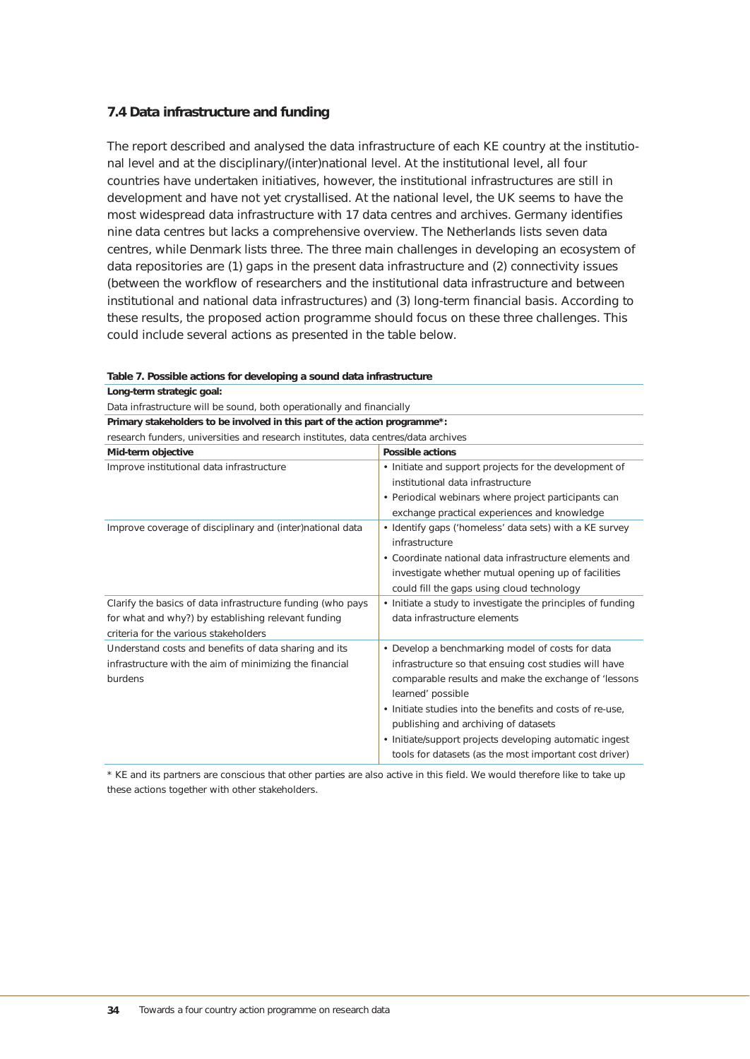### 7.4 Data infrastructure and funding

The report described and analysed the data infrastructure of each KE country at the institutional level and at the disciplinary/(inter)national level. At the institutional level, all four countries have undertaken initiatives, however, the institutional infrastructures are still in development and have not yet crystallised. At the national level, the UK seems to have the most widespread data infrastructure with 17 data centres and archives. Germany identifies nine data centres but lacks a comprehensive overview. The Netherlands lists seven data centres, while Denmark lists three. The three main challenges in developing an ecosystem of data repositories are (1) gaps in the present data infrastructure and (2) connectivity issues (between the workflow of researchers and the institutional data infrastructure and between institutional and national data infrastructures) and (3) long-term financial basis. According to these results, the proposed action programme should focus on these three challenges. This could include several actions as presented in the table below.

**Table 7. Possible actions for developing a sound data infrastructure**

| **Long-term strategic goal:** | |
|---|---|
| Data infrastructure will be sound, both operationally and financially | |
| **Primary stakeholders to be involved in this part of the action programme*:** | |
| research funders, universities and research institutes, data centres/data archives | |
| **Mid-term objective** | **Possible actions** |
| Improve institutional data infrastructure | • Initiate and support projects for the development of institutional data infrastructure<br>• Periodical webinars where project participants can exchange practical experiences and knowledge |
| Improve coverage of disciplinary and (inter)national data infrastructure | • Identify gaps ('homeless' data sets) with a KE survey<br>• Coordinate national data infrastructure elements and investigate whether mutual opening up of facilities could fill the gaps using cloud technology |
| Clarify the basics of data infrastructure funding (who pays for what and why?) by establishing relevant funding criteria for the various stakeholders | • Initiate a study to investigate the principles of funding data infrastructure elements |
| Understand costs and benefits of data sharing and its infrastructure with the aim of minimizing the financial burdens | • Develop a benchmarking model of costs for data infrastructure so that ensuing cost studies will have comparable results and make the exchange of 'lessons learned' possible<br>• Initiate studies into the benefits and costs of re-use, publishing and archiving of datasets<br>• Initiate/support projects developing automatic ingest tools for datasets (as the most important cost driver) |

* KE and its partners are conscious that other parties are also active in this field. We would therefore like to take up these actions together with other stakeholders.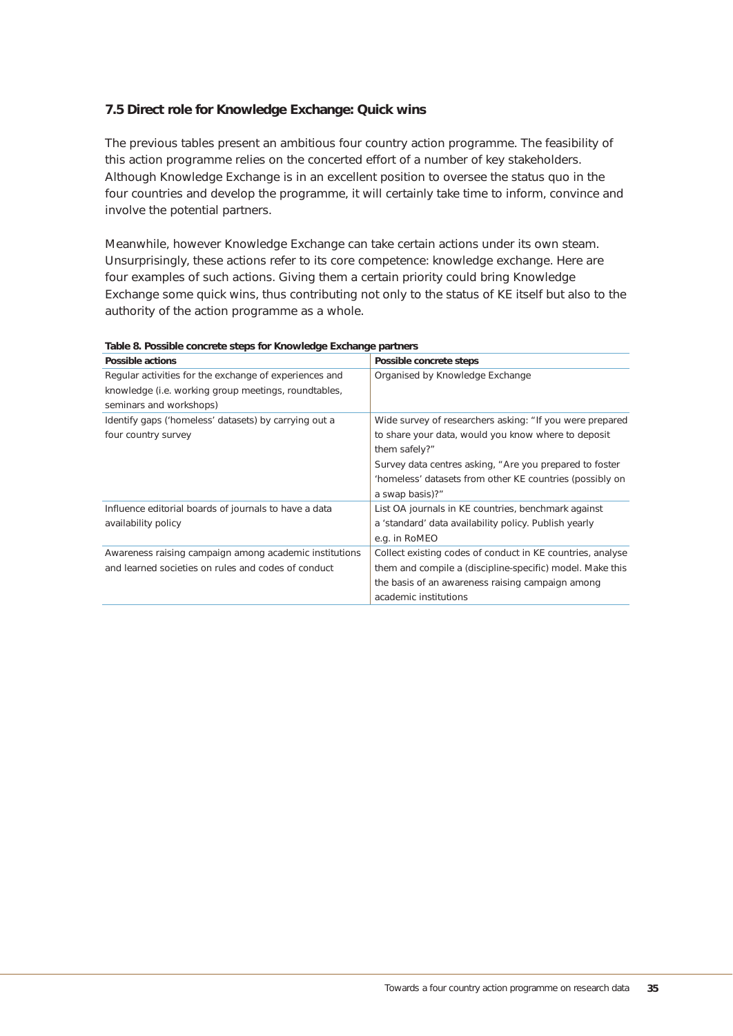### 7.5 Direct role for Knowledge Exchange: Quick wins

The previous tables present an ambitious four country action programme. The feasibility of this action programme relies on the concerted effort of a number of key stakeholders. Although Knowledge Exchange is in an excellent position to oversee the status quo in the four countries and develop the programme, it will certainly take time to inform, convince and involve the potential partners.

Meanwhile, however Knowledge Exchange can take certain actions under its own steam. Unsurprisingly, these actions refer to its core competence: knowledge exchange. Here are four examples of such actions. Giving them a certain priority could bring Knowledge Exchange some quick wins, thus contributing not only to the status of KE itself but also to the authority of the action programme as a whole.

**Table 8. Possible concrete steps for Knowledge Exchange partners**

| Possible actions | Possible concrete steps |
|---|---|
| Regular activities for the exchange of experiences and knowledge (i.e. working group meetings, roundtables, seminars and workshops) | Organised by Knowledge Exchange |
| Identify gaps ('homeless' datasets) by carrying out a four country survey | Wide survey of researchers asking: "If you were prepared to share your data, would you know where to deposit them safely?" Survey data centres asking, "Are you prepared to foster 'homeless' datasets from other KE countries (possibly on a swap basis)?" |
| Influence editorial boards of journals to have a data availability policy | List OA journals in KE countries, benchmark against a 'standard' data availability policy. Publish yearly e.g. in RoMEO |
| Awareness raising campaign among academic institutions and learned societies on rules and codes of conduct | Collect existing codes of conduct in KE countries, analyse them and compile a (discipline-specific) model. Make this the basis of an awareness raising campaign among academic institutions |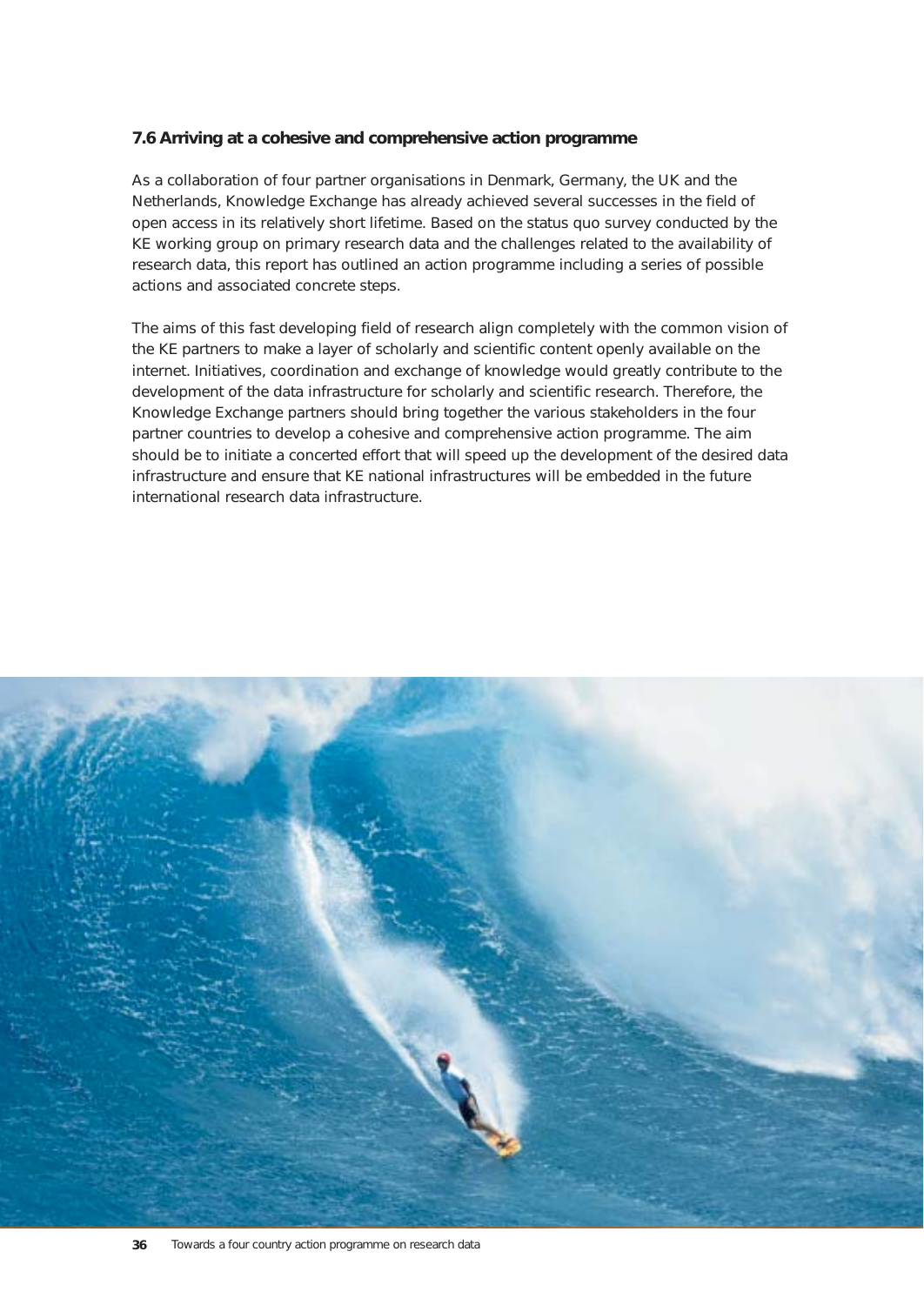### 7.6 Arriving at a cohesive and comprehensive action programme

As a collaboration of four partner organisations in Denmark, Germany, the UK and the Netherlands, Knowledge Exchange has already achieved several successes in the field of open access in its relatively short lifetime. Based on the status quo survey conducted by the KE working group on primary research data and the challenges related to the availability of research data, this report has outlined an action programme including a series of possible actions and associated concrete steps.

The aims of this fast developing field of research align completely with the common vision of the KE partners to make a layer of scholarly and scientific content openly available on the internet. Initiatives, coordination and exchange of knowledge would greatly contribute to the development of the data infrastructure for scholarly and scientific research. Therefore, the Knowledge Exchange partners should bring together the various stakeholders in the four partner countries to develop a cohesive and comprehensive action programme. The aim should be to initiate a concerted effort that will speed up the development of the desired data infrastructure and ensure that KE national infrastructures will be embedded in the future international research data infrastructure.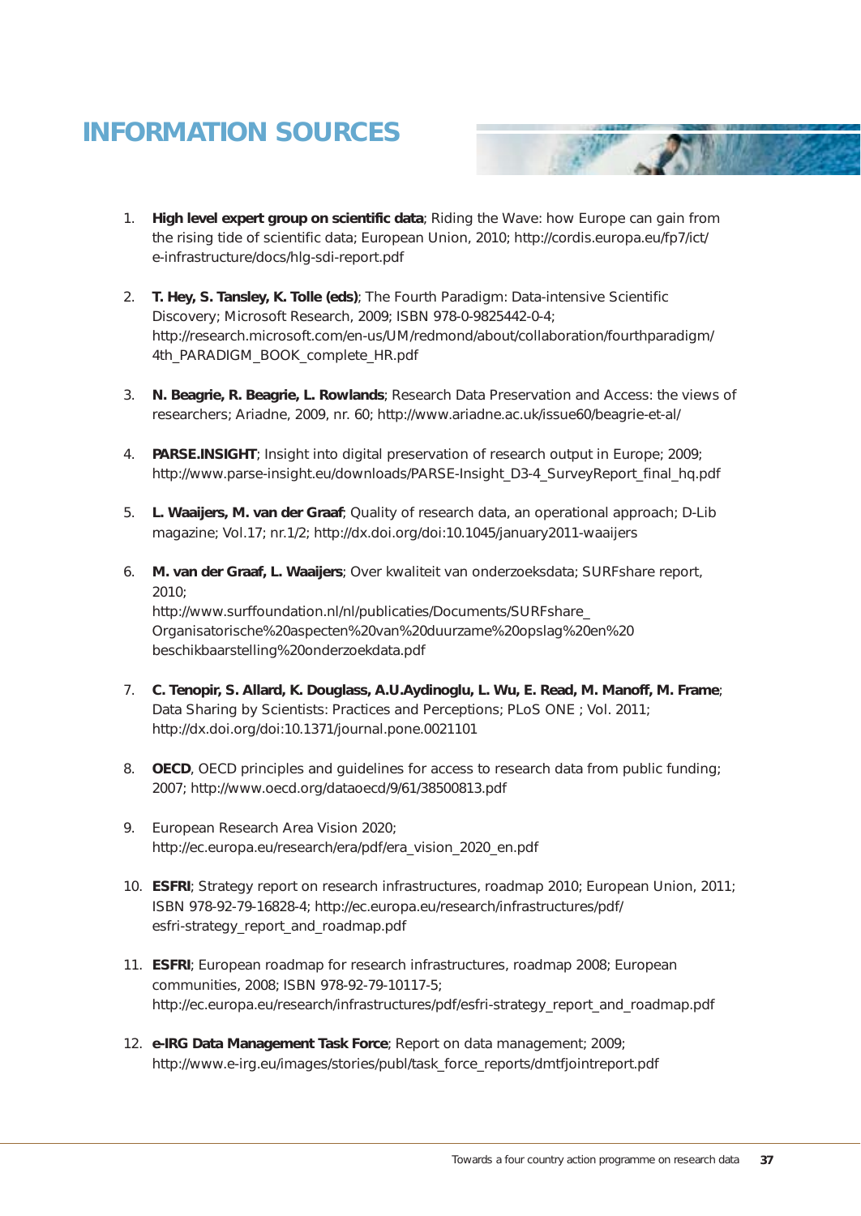# INFORMATION SOURCES

1. **High level expert group on scientific data**; Riding the Wave: how Europe can gain from the rising tide of scientific data; European Union, 2010; http://cordis.europa.eu/fp7/ict/e-infrastructure/docs/hlg-sdi-report.pdf

2. **T. Hey, S. Tansley, K. Tolle (eds)**; The Fourth Paradigm: Data-intensive Scientific Discovery; Microsoft Research, 2009; ISBN 978-0-9825442-0-4; http://research.microsoft.com/en-us/UM/redmond/about/collaboration/fourthparadigm/4th_PARADIGM_BOOK_complete_HR.pdf

3. **N. Beagrie, R. Beagrie, L. Rowlands**; Research Data Preservation and Access: the views of researchers; Ariadne, 2009, nr. 60; http://www.ariadne.ac.uk/issue60/beagrie-et-al/

4. **PARSE.INSIGHT**; Insight into digital preservation of research output in Europe; 2009; http://www.parse-insight.eu/downloads/PARSE-Insight_D3-4_SurveyReport_final_hq.pdf

5. **L. Waaijers, M. van der Graaf**; Quality of research data, an operational approach; D-Lib magazine; Vol.17; nr.1/2; http://dx.doi.org/doi:10.1045/january2011-waaijers

6. **M. van der Graaf, L. Waaijers**; Over kwaliteit van onderzoeksdata; SURFshare report, 2010; http://www.surffoundation.nl/nl/publicaties/Documents/SURFshare_Organisatorische%20aspecten%20van%20duurzame%20opslag%20en%20beschikbaarstelling%20onderzoekdata.pdf

7. **C. Tenopir, S. Allard, K. Douglass, A.U.Aydinoglu, L. Wu, E. Read, M. Manoff, M. Frame**; Data Sharing by Scientists: Practices and Perceptions; PLoS ONE ; Vol. 2011; http://dx.doi.org/doi:10.1371/journal.pone.0021101

8. **OECD**, OECD principles and guidelines for access to research data from public funding; 2007; http://www.oecd.org/dataoecd/9/61/38500813.pdf

9. European Research Area Vision 2020; http://ec.europa.eu/research/era/pdf/era_vision_2020_en.pdf

10. **ESFRI**; Strategy report on research infrastructures, roadmap 2010; European Union, 2011; ISBN 978-92-79-16828-4; http://ec.europa.eu/research/infrastructures/pdf/esfri-strategy_report_and_roadmap.pdf

11. **ESFRI**; European roadmap for research infrastructures, roadmap 2008; European communities, 2008; ISBN 978-92-79-10117-5; http://ec.europa.eu/research/infrastructures/pdf/esfri-strategy_report_and_roadmap.pdf

12. **e-IRG Data Management Task Force**; Report on data management; 2009; http://www.e-irg.eu/images/stories/publ/task_force_reports/dmtfjointreport.pdf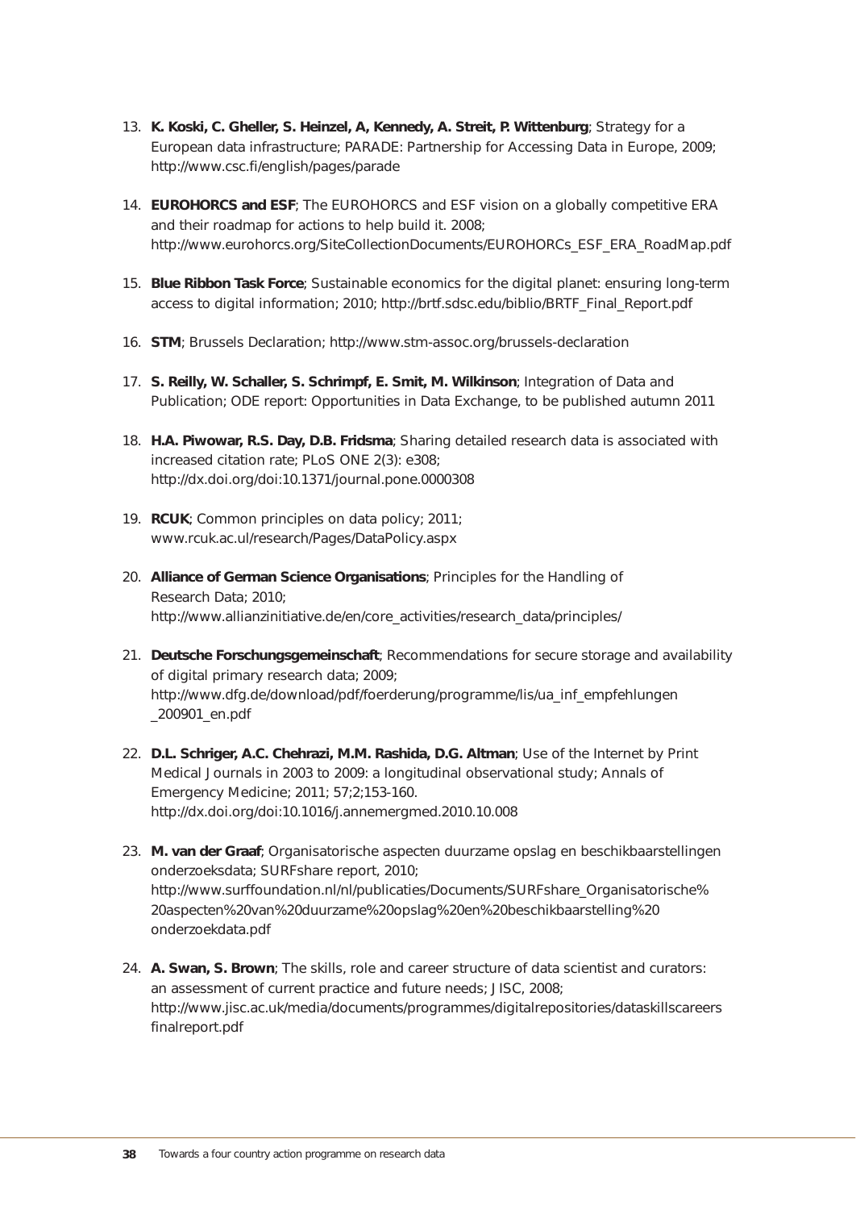13. **K. Koski, C. Gheller, S. Heinzel, A, Kennedy, A. Streit, P. Wittenburg**; Strategy for a European data infrastructure; PARADE: Partnership for Accessing Data in Europe, 2009; http://www.csc.fi/english/pages/parade

14. **EUROHORCS and ESF**; The EUROHORCS and ESF vision on a globally competitive ERA and their roadmap for actions to help build it. 2008; http://www.eurohorcs.org/SiteCollectionDocuments/EUROHORCs_ESF_ERA_RoadMap.pdf

15. **Blue Ribbon Task Force**; Sustainable economics for the digital planet: ensuring long-term access to digital information; 2010; http://brtf.sdsc.edu/biblio/BRTF_Final_Report.pdf

16. **STM**; Brussels Declaration; http://www.stm-assoc.org/brussels-declaration

17. **S. Reilly, W. Schaller, S. Schrimpf, E. Smit, M. Wilkinson**; Integration of Data and Publication; ODE report: Opportunities in Data Exchange, to be published autumn 2011

18. **H.A. Piwowar, R.S. Day, D.B. Fridsma**; Sharing detailed research data is associated with increased citation rate; PLoS ONE 2(3): e308; http://dx.doi.org/doi:10.1371/journal.pone.0000308

19. **RCUK**; Common principles on data policy; 2011; www.rcuk.ac.ul/research/Pages/DataPolicy.aspx

20. **Alliance of German Science Organisations**; Principles for the Handling of Research Data; 2010; http://www.allianzinitiative.de/en/core_activities/research_data/principles/

21. **Deutsche Forschungsgemeinschaft**; Recommendations for secure storage and availability of digital primary research data; 2009; http://www.dfg.de/download/pdf/foerderung/programme/lis/ua_inf_empfehlungen_200901_en.pdf

22. **D.L. Schriger, A.C. Chehrazi, M.M. Rashida, D.G. Altman**; Use of the Internet by Print Medical Journals in 2003 to 2009: a longitudinal observational study; Annals of Emergency Medicine; 2011; 57;2;153-160. http://dx.doi.org/doi:10.1016/j.annemergmed.2010.10.008

23. **M. van der Graaf**; Organisatorische aspecten duurzame opslag en beschikbaarstellingen onderzoeksdata; SURFshare report, 2010; http://www.surffoundation.nl/nl/publicaties/Documents/SURFshare_Organisatorische%20aspecten%20van%20duurzame%20opslag%20en%20beschikbaarstelling%20onderzoekdata.pdf

24. **A. Swan, S. Brown**; The skills, role and career structure of data scientist and curators: an assessment of current practice and future needs; JISC, 2008; http://www.jisc.ac.uk/media/documents/programmes/digitalrepositories/dataskillscareersfinalreport.pdf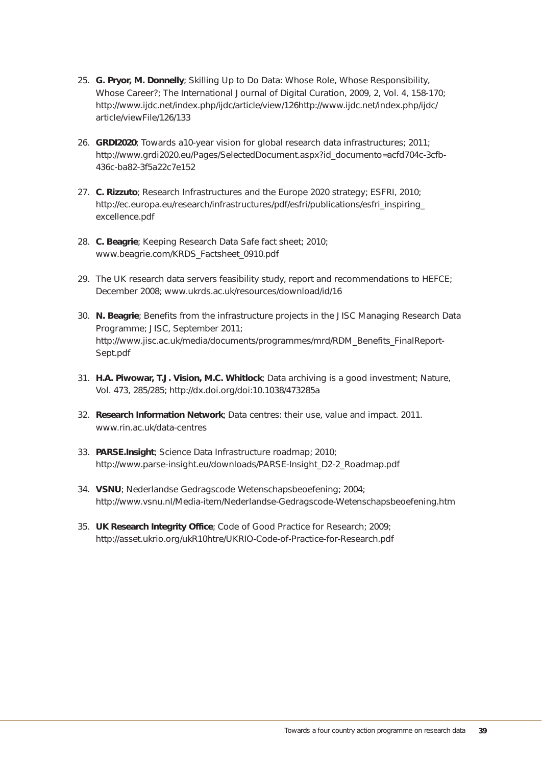25. **G. Pryor, M. Donnelly**; Skilling Up to Do Data: Whose Role, Whose Responsibility, Whose Career?; The International Journal of Digital Curation, 2009, 2, Vol. 4, 158-170; http://www.ijdc.net/index.php/ijdc/article/view/126http://www.ijdc.net/index.php/ijdc/article/viewFile/126/133

26. **GRDI2020**; Towards a10-year vision for global research data infrastructures; 2011; http://www.grdi2020.eu/Pages/SelectedDocument.aspx?id_documento=acfd704c-3cfb-436c-ba82-3f5a22c7e152

27. **C. Rizzuto**; Research Infrastructures and the Europe 2020 strategy; ESFRI, 2010; http://ec.europa.eu/research/infrastructures/pdf/esfri/publications/esfri_inspiring_excellence.pdf

28. **C. Beagrie**; Keeping Research Data Safe fact sheet; 2010; www.beagrie.com/KRDS_Factsheet_0910.pdf

29. The UK research data servers feasibility study, report and recommendations to HEFCE; December 2008; www.ukrds.ac.uk/resources/download/id/16

30. **N. Beagrie**; Benefits from the infrastructure projects in the JISC Managing Research Data Programme; JISC, September 2011; http://www.jisc.ac.uk/media/documents/programmes/mrd/RDM_Benefits_FinalReport-Sept.pdf

31. **H.A. Piwowar, T.J. Vision, M.C. Whitlock**; Data archiving is a good investment; Nature, Vol. 473, 285/285; http://dx.doi.org/doi:10.1038/473285a

32. **Research Information Network**; Data centres: their use, value and impact. 2011. www.rin.ac.uk/data-centres

33. **PARSE.Insight**; Science Data Infrastructure roadmap; 2010; http://www.parse-insight.eu/downloads/PARSE-Insight_D2-2_Roadmap.pdf

34. **VSNU**; Nederlandse Gedragscode Wetenschapsbeoefening; 2004; http://www.vsnu.nl/Media-item/Nederlandse-Gedragscode-Wetenschapsbeoefening.htm

35. **UK Research Integrity Office**; Code of Good Practice for Research; 2009; http://asset.ukrio.org/ukR10htre/UKRIO-Code-of-Practice-for-Research.pdf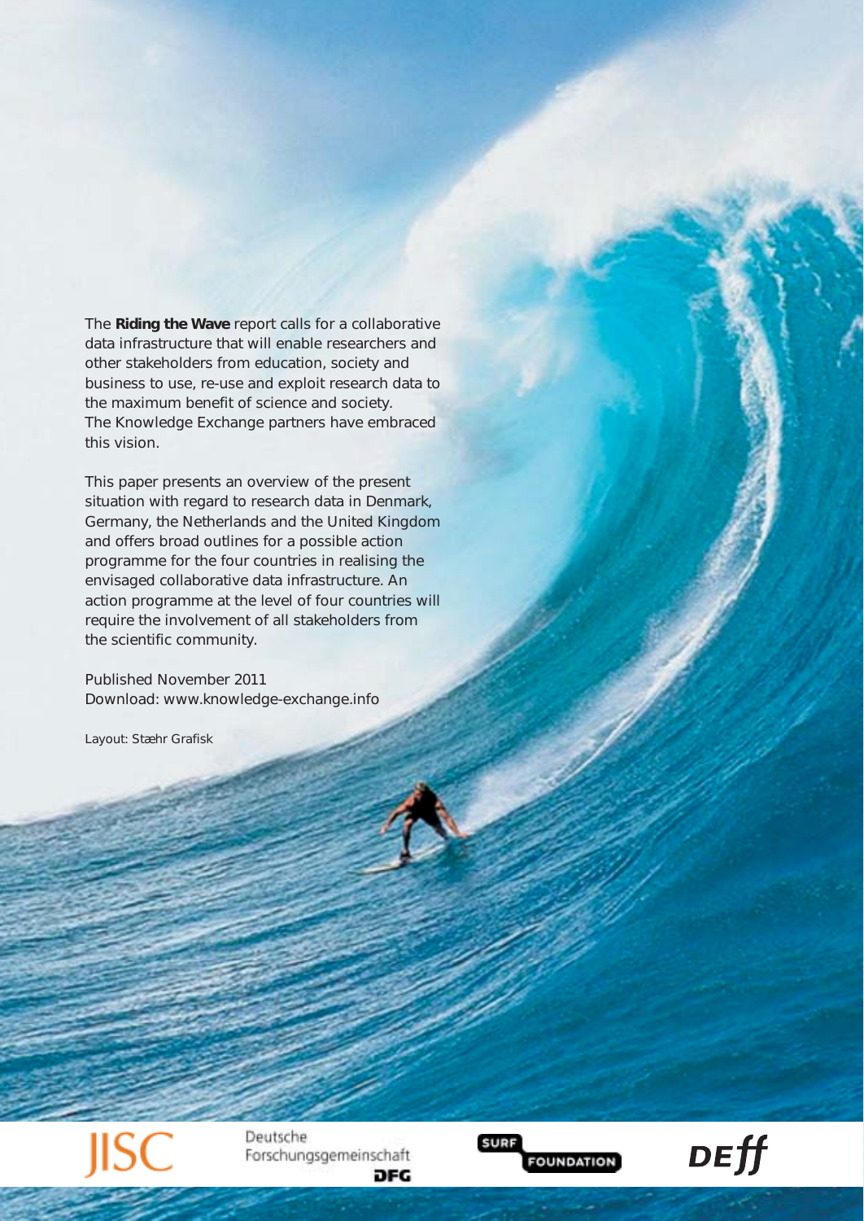The **Riding the Wave** report calls for a collaborative data infrastructure that will enable researchers and other stakeholders from education, society and business to use, re-use and exploit research data to the maximum benefit of science and society. The Knowledge Exchange partners have embraced this vision.

This paper presents an overview of the present situation with regard to research data in Denmark, Germany, the Netherlands and the United Kingdom and offers broad outlines for a possible action programme for the four countries in realising the envisaged collaborative data infrastructure. An action programme at the level of four countries will require the involvement of all stakeholders from the scientific community.

Published November 2011
Download: www.knowledge-exchange.info

Layout: Stæhr Grafisk

JISC

Deutsche Forschungsgemeinschaft DFG

SURF FOUNDATION

DEff